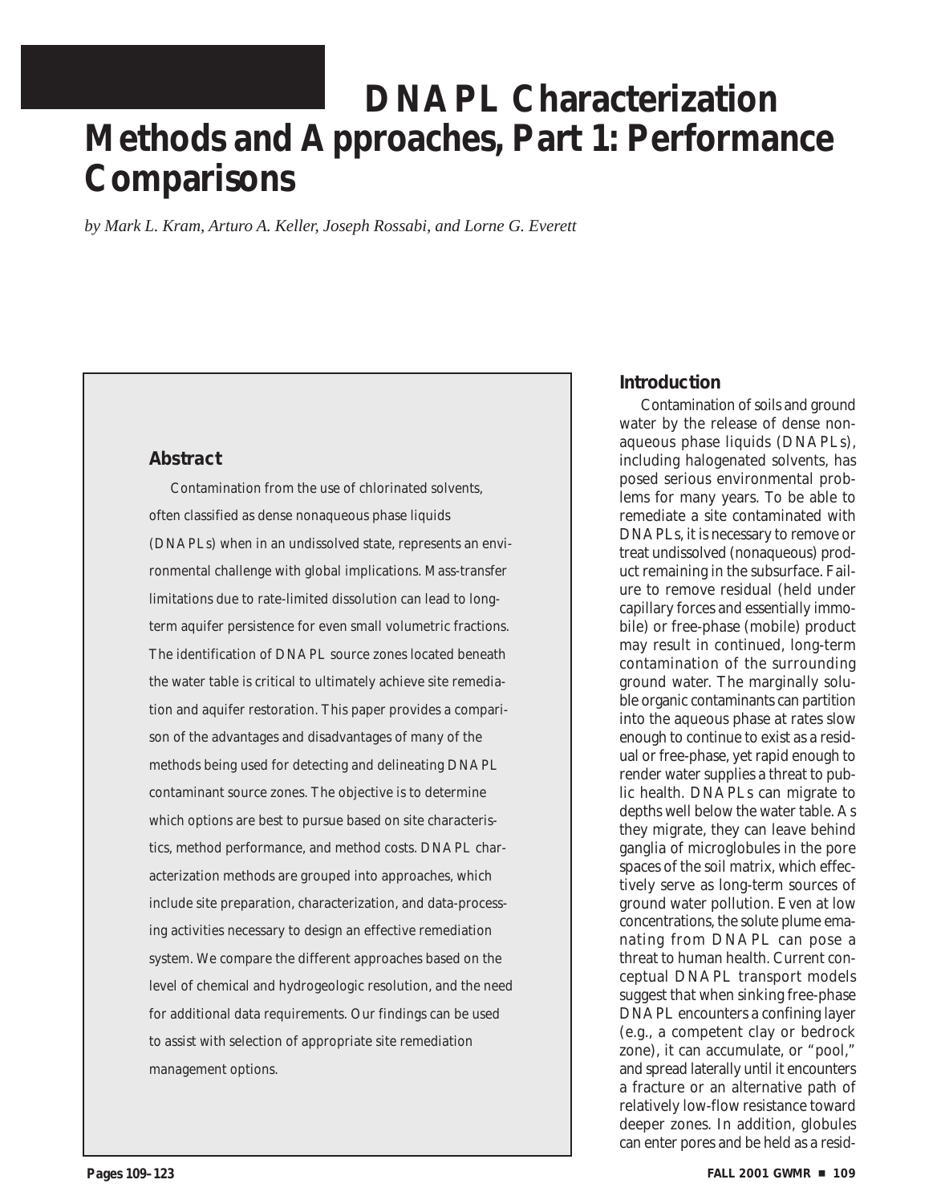# DNAPL Characterization Methods and Approaches, Part 1: Performance Comparisons

*by Mark L. Kram, Arturo A. Keller, Joseph Rossabi, and Lorne G. Everett*

## Abstract

Contamination from the use of chlorinated solvents, often classified as dense nonaqueous phase liquids (DNAPLs) when in an undissolved state, represents an environmental challenge with global implications. Mass-transfer limitations due to rate-limited dissolution can lead to long-term aquifer persistence for even small volumetric fractions. The identification of DNAPL source zones located beneath the water table is critical to ultimately achieve site remediation and aquifer restoration. This paper provides a comparison of the advantages and disadvantages of many of the methods being used for detecting and delineating DNAPL contaminant source zones. The objective is to determine which options are best to pursue based on site characteristics, method performance, and method costs. DNAPL characterization methods are grouped into approaches, which include site preparation, characterization, and data-processing activities necessary to design an effective remediation system. We compare the different approaches based on the level of chemical and hydrogeologic resolution, and the need for additional data requirements. Our findings can be used to assist with selection of appropriate site remediation management options.

## Introduction

Contamination of soils and ground water by the release of dense nonaqueous phase liquids (DNAPLs), including halogenated solvents, has posed serious environmental problems for many years. To be able to remediate a site contaminated with DNAPLs, it is necessary to remove or treat undissolved (nonaqueous) product remaining in the subsurface. Failure to remove residual (held under capillary forces and essentially immobile) or free-phase (mobile) product may result in continued, long-term contamination of the surrounding ground water. The marginally soluble organic contaminants can partition into the aqueous phase at rates slow enough to continue to exist as a residual or free-phase, yet rapid enough to render water supplies a threat to public health. DNAPLs can migrate to depths well below the water table. As they migrate, they can leave behind ganglia of microglobules in the pore spaces of the soil matrix, which effectively serve as long-term sources of ground water pollution. Even at low concentrations, the solute plume emanating from DNAPL can pose a threat to human health. Current conceptual DNAPL transport models suggest that when sinking free-phase DNAPL encounters a confining layer (e.g., a competent clay or bedrock zone), it can accumulate, or "pool," and spread laterally until it encounters a fracture or an alternative path of relatively low-flow resistance toward deeper zones. In addition, globules can enter pores and be held as a resid-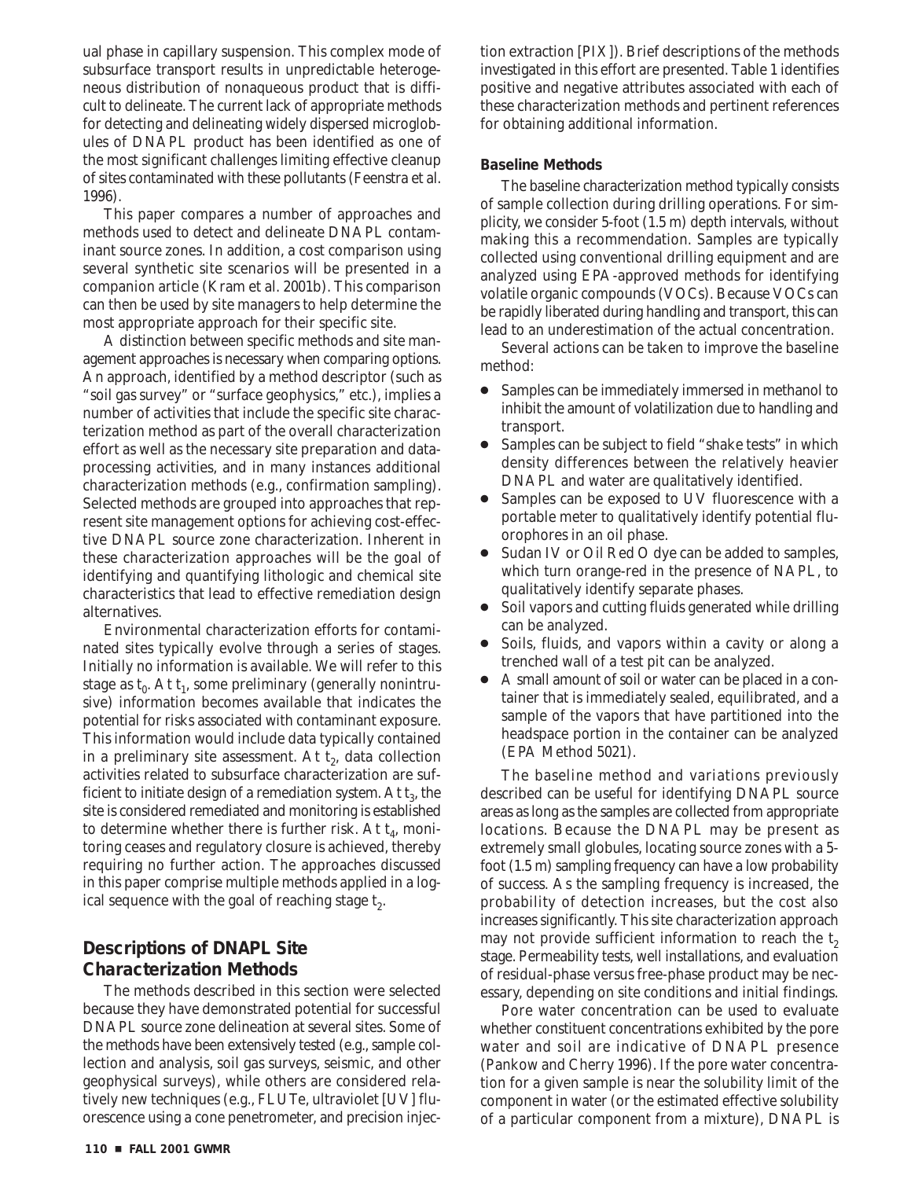ual phase in capillary suspension. This complex mode of subsurface transport results in unpredictable heterogeneous distribution of nonaqueous product that is difficult to delineate. The current lack of appropriate methods for detecting and delineating widely dispersed microglobules of DNAPL product has been identified as one of the most significant challenges limiting effective cleanup of sites contaminated with these pollutants (Feenstra et al. 1996).

This paper compares a number of approaches and methods used to detect and delineate DNAPL contaminant source zones. In addition, a cost comparison using several synthetic site scenarios will be presented in a companion article (Kram et al. 2001b). This comparison can then be used by site managers to help determine the most appropriate approach for their specific site.

A distinction between specific methods and site management approaches is necessary when comparing options. An approach, identified by a method descriptor (such as "soil gas survey" or "surface geophysics," etc.), implies a number of activities that include the specific site characterization method as part of the overall characterization effort as well as the necessary site preparation and data-processing activities, and in many instances additional characterization methods (e.g., confirmation sampling). Selected methods are grouped into approaches that represent site management options for achieving cost-effective DNAPL source zone characterization. Inherent in these characterization approaches will be the goal of identifying and quantifying lithologic and chemical site characteristics that lead to effective remediation design alternatives.

Environmental characterization efforts for contaminated sites typically evolve through a series of stages. Initially no information is available. We will refer to this stage as $t_0$. At $t_1$, some preliminary (generally nonintrusive) information becomes available that indicates the potential for risks associated with contaminant exposure. This information would include data typically contained in a preliminary site assessment. At $t_2$, data collection activities related to subsurface characterization are sufficient to initiate design of a remediation system. At $t_3$, the site is considered remediated and monitoring is established to determine whether there is further risk. At $t_4$, monitoring ceases and regulatory closure is achieved, thereby requiring no further action. The approaches discussed in this paper comprise multiple methods applied in a logical sequence with the goal of reaching stage $t_2$.

## Descriptions of DNAPL Site Characterization Methods

The methods described in this section were selected because they have demonstrated potential for successful DNAPL source zone delineation at several sites. Some of the methods have been extensively tested (e.g., sample collection and analysis, soil gas surveys, seismic, and other geophysical surveys), while others are considered relatively new techniques (e.g., FLUTe, ultraviolet [UV] fluorescence using a cone penetrometer, and precision injection extraction [PIX]). Brief descriptions of the methods investigated in this effort are presented. Table 1 identifies positive and negative attributes associated with each of these characterization methods and pertinent references for obtaining additional information.

### Baseline Methods

The baseline characterization method typically consists of sample collection during drilling operations. For simplicity, we consider 5-foot (1.5 m) depth intervals, without making this a recommendation. Samples are typically collected using conventional drilling equipment and are analyzed using EPA-approved methods for identifying volatile organic compounds (VOCs). Because VOCs can be rapidly liberated during handling and transport, this can lead to an underestimation of the actual concentration.

Several actions can be taken to improve the baseline method:

- Samples can be immediately immersed in methanol to inhibit the amount of volatilization due to handling and transport.
- Samples can be subject to field "shake tests" in which density differences between the relatively heavier DNAPL and water are qualitatively identified.
- Samples can be exposed to UV fluorescence with a portable meter to qualitatively identify potential fluorophores in an oil phase.
- Sudan IV or Oil Red O dye can be added to samples, which turn orange-red in the presence of NAPL, to qualitatively identify separate phases.
- Soil vapors and cutting fluids generated while drilling can be analyzed.
- Soils, fluids, and vapors within a cavity or along a trenched wall of a test pit can be analyzed.
- A small amount of soil or water can be placed in a container that is immediately sealed, equilibrated, and a sample of the vapors that have partitioned into the headspace portion in the container can be analyzed (EPA Method 5021).

The baseline method and variations previously described can be useful for identifying DNAPL source areas as long as the samples are collected from appropriate locations. Because the DNAPL may be present as extremely small globules, locating source zones with a 5-foot (1.5 m) sampling frequency can have a low probability of success. As the sampling frequency is increased, the probability of detection increases, but the cost also increases significantly. This site characterization approach may not provide sufficient information to reach the $t_2$ stage. Permeability tests, well installations, and evaluation of residual-phase versus free-phase product may be necessary, depending on site conditions and initial findings.

Pore water concentration can be used to evaluate whether constituent concentrations exhibited by the pore water and soil are indicative of DNAPL presence (Pankow and Cherry 1996). If the pore water concentration for a given sample is near the solubility limit of the component in water (or the estimated effective solubility of a particular component from a mixture), DNAPL is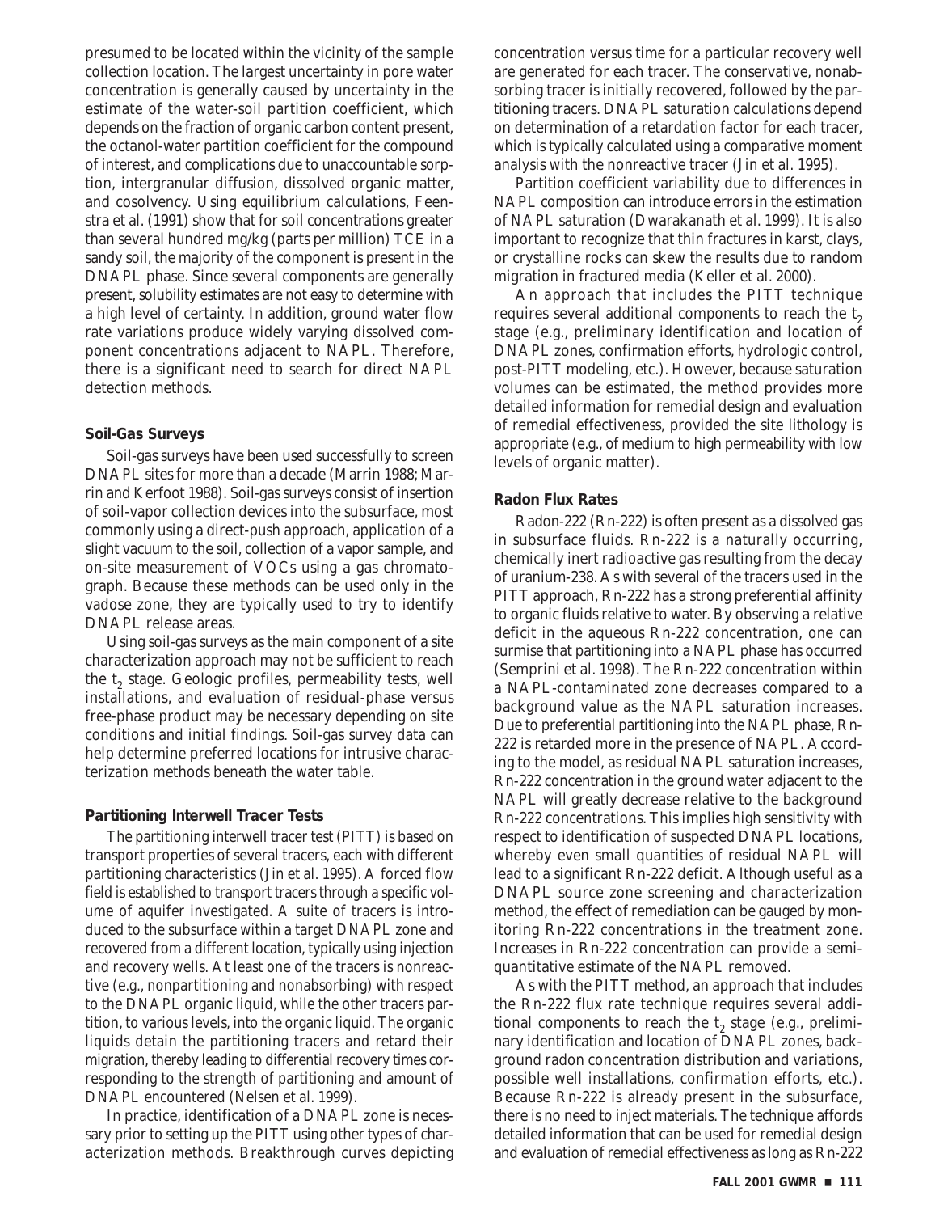presumed to be located within the vicinity of the sample collection location. The largest uncertainty in pore water concentration is generally caused by uncertainty in the estimate of the water-soil partition coefficient, which depends on the fraction of organic carbon content present, the octanol-water partition coefficient for the compound of interest, and complications due to unaccountable sorption, intergranular diffusion, dissolved organic matter, and cosolvency. Using equilibrium calculations, Feenstra et al. (1991) show that for soil concentrations greater than several hundred mg/kg (parts per million) TCE in a sandy soil, the majority of the component is present in the DNAPL phase. Since several components are generally present, solubility estimates are not easy to determine with a high level of certainty. In addition, ground water flow rate variations produce widely varying dissolved component concentrations adjacent to NAPL. Therefore, there is a significant need to search for direct NAPL detection methods.

### Soil-Gas Surveys

Soil-gas surveys have been used successfully to screen DNAPL sites for more than a decade (Marrin 1988; Marrin and Kerfoot 1988). Soil-gas surveys consist of insertion of soil-vapor collection devices into the subsurface, most commonly using a direct-push approach, application of a slight vacuum to the soil, collection of a vapor sample, and on-site measurement of VOCs using a gas chromatograph. Because these methods can be used only in the vadose zone, they are typically used to try to identify DNAPL release areas.

Using soil-gas surveys as the main component of a site characterization approach may not be sufficient to reach the $t_2$ stage. Geologic profiles, permeability tests, well installations, and evaluation of residual-phase versus free-phase product may be necessary depending on site conditions and initial findings. Soil-gas survey data can help determine preferred locations for intrusive characterization methods beneath the water table.

### Partitioning Interwell Tracer Tests

The partitioning interwell tracer test (PITT) is based on transport properties of several tracers, each with different partitioning characteristics (Jin et al. 1995). A forced flow field is established to transport tracers through a specific volume of aquifer investigated. A suite of tracers is introduced to the subsurface within a target DNAPL zone and recovered from a different location, typically using injection and recovery wells. At least one of the tracers is nonreactive (e.g., nonpartitioning and nonabsorbing) with respect to the DNAPL organic liquid, while the other tracers partition, to various levels, into the organic liquid. The organic liquids detain the partitioning tracers and retard their migration, thereby leading to differential recovery times corresponding to the strength of partitioning and amount of DNAPL encountered (Nelsen et al. 1999).

In practice, identification of a DNAPL zone is necessary prior to setting up the PITT using other types of characterization methods. Breakthrough curves depicting concentration versus time for a particular recovery well are generated for each tracer. The conservative, nonabsorbing tracer is initially recovered, followed by the partitioning tracers. DNAPL saturation calculations depend on determination of a retardation factor for each tracer, which is typically calculated using a comparative moment analysis with the nonreactive tracer (Jin et al. 1995).

Partition coefficient variability due to differences in NAPL composition can introduce errors in the estimation of NAPL saturation (Dwarakanath et al. 1999). It is also important to recognize that thin fractures in karst, clays, or crystalline rocks can skew the results due to random migration in fractured media (Keller et al. 2000).

An approach that includes the PITT technique requires several additional components to reach the $t_2$ stage (e.g., preliminary identification and location of DNAPL zones, confirmation efforts, hydrologic control, post-PITT modeling, etc.). However, because saturation volumes can be estimated, the method provides more detailed information for remedial design and evaluation of remedial effectiveness, provided the site lithology is appropriate (e.g., of medium to high permeability with low levels of organic matter).

### Radon Flux Rates

Radon-222 (Rn-222) is often present as a dissolved gas in subsurface fluids. Rn-222 is a naturally occurring, chemically inert radioactive gas resulting from the decay of uranium-238. As with several of the tracers used in the PITT approach, Rn-222 has a strong preferential affinity to organic fluids relative to water. By observing a relative deficit in the aqueous Rn-222 concentration, one can surmise that partitioning into a NAPL phase has occurred (Semprini et al. 1998). The Rn-222 concentration within a NAPL-contaminated zone decreases compared to a background value as the NAPL saturation increases. Due to preferential partitioning into the NAPL phase, Rn-222 is retarded more in the presence of NAPL. According to the model, as residual NAPL saturation increases, Rn-222 concentration in the ground water adjacent to the NAPL will greatly decrease relative to the background Rn-222 concentrations. This implies high sensitivity with respect to identification of suspected DNAPL locations, whereby even small quantities of residual NAPL will lead to a significant Rn-222 deficit. Although useful as a DNAPL source zone screening and characterization method, the effect of remediation can be gauged by monitoring Rn-222 concentrations in the treatment zone. Increases in Rn-222 concentration can provide a semi-quantitative estimate of the NAPL removed.

As with the PITT method, an approach that includes the Rn-222 flux rate technique requires several additional components to reach the $t_2$ stage (e.g., preliminary identification and location of DNAPL zones, background radon concentration distribution and variations, possible well installations, confirmation efforts, etc.). Because Rn-222 is already present in the subsurface, there is no need to inject materials. The technique affords detailed information that can be used for remedial design and evaluation of remedial effectiveness as long as Rn-222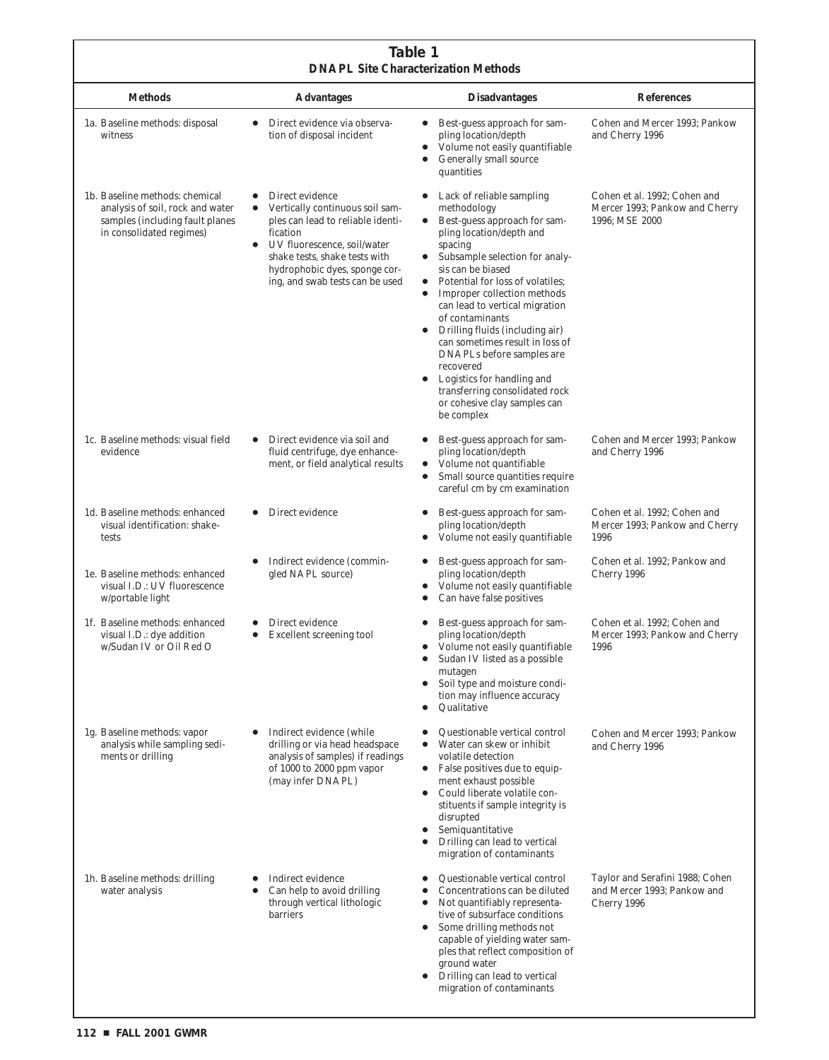**Table 1**
**DNAPL Site Characterization Methods**

| Methods | Advantages | Disadvantages | References |
|---|---|---|---|
| 1a. Baseline methods: disposal witness | • Direct evidence via observation of disposal incident | • Best-guess approach for sampling location/depth<br>• Volume not easily quantifiable<br>• Generally small source quantities | Cohen and Mercer 1993; Pankow and Cherry 1996 |
| 1b. Baseline methods: chemical analysis of soil, rock and water samples (including fault planes in consolidated regimes) | • Direct evidence<br>• Vertically continuous soil samples can lead to reliable identification<br>• UV fluorescence, soil/water shake tests, shake tests with hydrophobic dyes, sponge coring, and swab tests can be used | • Lack of reliable sampling methodology<br>• Best-guess approach for sampling location/depth and spacing<br>• Subsample selection for analysis can be biased<br>• Potential for loss of volatiles;<br>• Improper collection methods can lead to vertical migration of contaminants<br>• Drilling fluids (including air) can sometimes result in loss of DNAPLs before samples are recovered<br>• Logistics for handling and transferring consolidated rock or cohesive clay samples can be complex | Cohen et al. 1992; Cohen and Mercer 1993; Pankow and Cherry 1996; MSE 2000 |
| 1c. Baseline methods: visual field evidence | • Direct evidence via soil and fluid centrifuge, dye enhancement, or field analytical results | • Best-guess approach for sampling location/depth<br>• Volume not quantifiable<br>• Small source quantities require careful cm by cm examination | Cohen and Mercer 1993; Pankow and Cherry 1996 |
| 1d. Baseline methods: enhanced visual identification: shake-tests | • Direct evidence | • Best-guess approach for sampling location/depth<br>• Volume not easily quantifiable | Cohen et al. 1992; Cohen and Mercer 1993; Pankow and Cherry 1996 |
| 1e. Baseline methods: enhanced visual I.D.: UV fluorescence w/portable light | • Indirect evidence (commingled NAPL source) | • Best-guess approach for sampling location/depth<br>• Volume not easily quantifiable<br>• Can have false positives | Cohen et al. 1992; Pankow and Cherry 1996 |
| 1f. Baseline methods: enhanced visual I.D.: dye addition w/Sudan IV or Oil Red O | • Direct evidence<br>• Excellent screening tool | • Best-guess approach for sampling location/depth<br>• Volume not easily quantifiable<br>• Sudan IV listed as a possible mutagen<br>• Soil type and moisture condition may influence accuracy<br>• Qualitative | Cohen et al. 1992; Cohen and Mercer 1993; Pankow and Cherry 1996 |
| 1g. Baseline methods: vapor analysis while sampling sediments or drilling | • Indirect evidence (while drilling or via head headspace analysis of samples) if readings of 1000 to 2000 ppm vapor (may infer DNAPL) | • Questionable vertical control<br>• Water can skew or inhibit volatile detection<br>• False positives due to equipment exhaust possible<br>• Could liberate volatile constituents if sample integrity is disrupted<br>• Semiquantitative<br>• Drilling can lead to vertical migration of contaminants | Cohen and Mercer 1993; Pankow and Cherry 1996 |
| 1h. Baseline methods: drilling water analysis | • Indirect evidence<br>• Can help to avoid drilling through vertical lithologic barriers | • Questionable vertical control<br>• Concentrations can be diluted<br>• Not quantifiably representative of subsurface conditions<br>• Some drilling methods not capable of yielding water samples that reflect composition of ground water<br>• Drilling can lead to vertical migration of contaminants | Taylor and Serafini 1988; Cohen and Mercer 1993; Pankow and Cherry 1996 |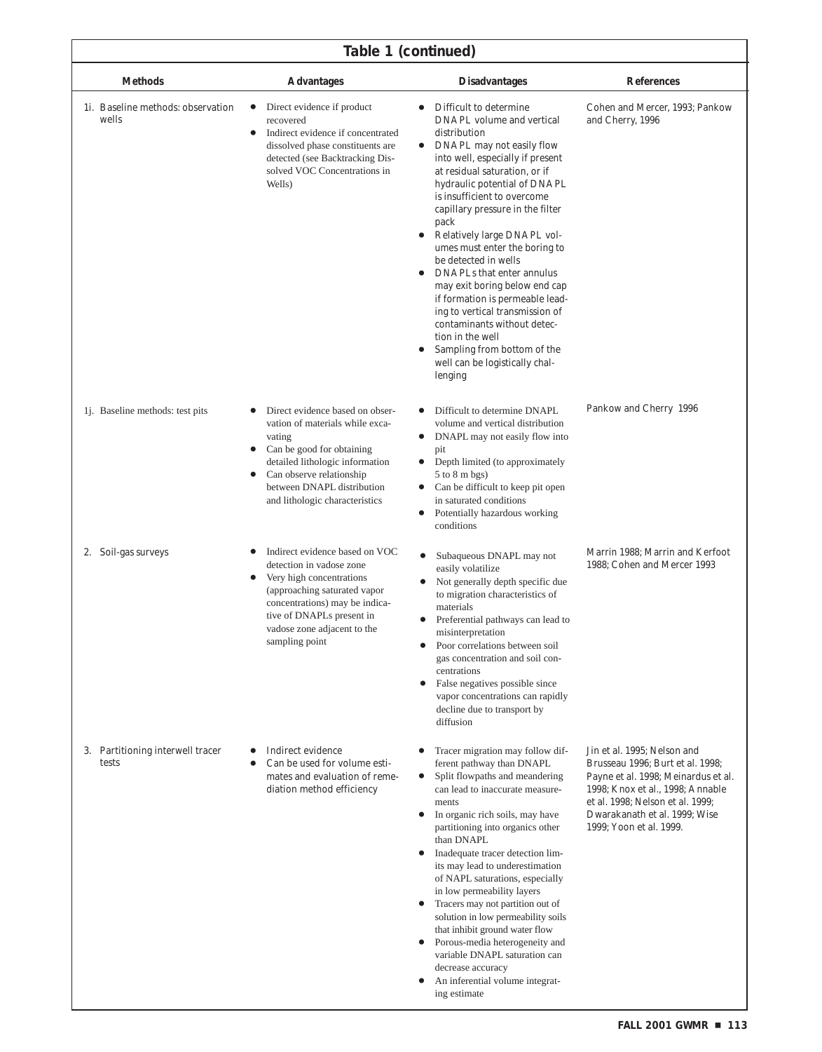**Table 1 (continued)**

| Methods | Advantages | Disadvantages | References |
|---|---|---|---|
| 1i. Baseline methods: observation wells | • Direct evidence if product recovered<br>• Indirect evidence if concentrated dissolved phase constituents are detected (see Backtracking Dissolved VOC Concentrations in Wells) | • Difficult to determine DNAPL volume and vertical distribution<br>• DNAPL may not easily flow into well, especially if present at residual saturation, or if hydraulic potential of DNAPL is insufficient to overcome capillary pressure in the filter pack<br>• Relatively large DNAPL volumes must enter the boring to be detected in wells<br>• DNAPLs that enter annulus may exit boring below end cap if formation is permeable leading to vertical transmission of contaminants without detection in the well<br>• Sampling from bottom of the well can be logistically challenging | Cohen and Mercer, 1993; Pankow and Cherry, 1996 |
| 1j. Baseline methods: test pits | • Direct evidence based on observation of materials while excavating<br>• Can be good for obtaining detailed lithologic information<br>• Can observe relationship between DNAPL distribution and lithologic characteristics | • Difficult to determine DNAPL volume and vertical distribution<br>• DNAPL may not easily flow into pit<br>• Depth limited (to approximately 5 to 8 m bgs)<br>• Can be difficult to keep pit open in saturated conditions<br>• Potentially hazardous working conditions | Pankow and Cherry 1996 |
| 2. Soil-gas surveys | • Indirect evidence based on VOC detection in vadose zone<br>• Very high concentrations (approaching saturated vapor concentrations) may be indicative of DNAPLs present in vadose zone adjacent to the sampling point | • Subaqueous DNAPL may not easily volatilize<br>• Not generally depth specific due to migration characteristics of materials<br>• Preferential pathways can lead to misinterpretation<br>• Poor correlations between soil gas concentration and soil concentrations<br>• False negatives possible since vapor concentrations can rapidly decline due to transport by diffusion | Marrin 1988; Marrin and Kerfoot 1988; Cohen and Mercer 1993 |
| 3. Partitioning interwell tracer tests | • Indirect evidence<br>• Can be used for volume estimates and evaluation of remediation method efficiency | • Tracer migration may follow different pathway than DNAPL<br>• Split flowpaths and meandering can lead to inaccurate measurements<br>• In organic rich soils, may have partitioning into organics other than DNAPL<br>• Inadequate tracer detection limits may lead to underestimation of NAPL saturations, especially in low permeability layers<br>• Tracers may not partition out of solution in low permeability soils that inhibit ground water flow<br>• Porous-media heterogeneity and variable DNAPL saturation can decrease accuracy<br>• An inferential volume integrating estimate | Jin et al. 1995; Nelson and Brusseau 1996; Burt et al. 1998; Payne et al. 1998; Meinardus et al. 1998; Knox et al., 1998; Annable et al. 1998; Nelson et al. 1999; Dwarakanath et al. 1999; Wise 1999; Yoon et al. 1999. |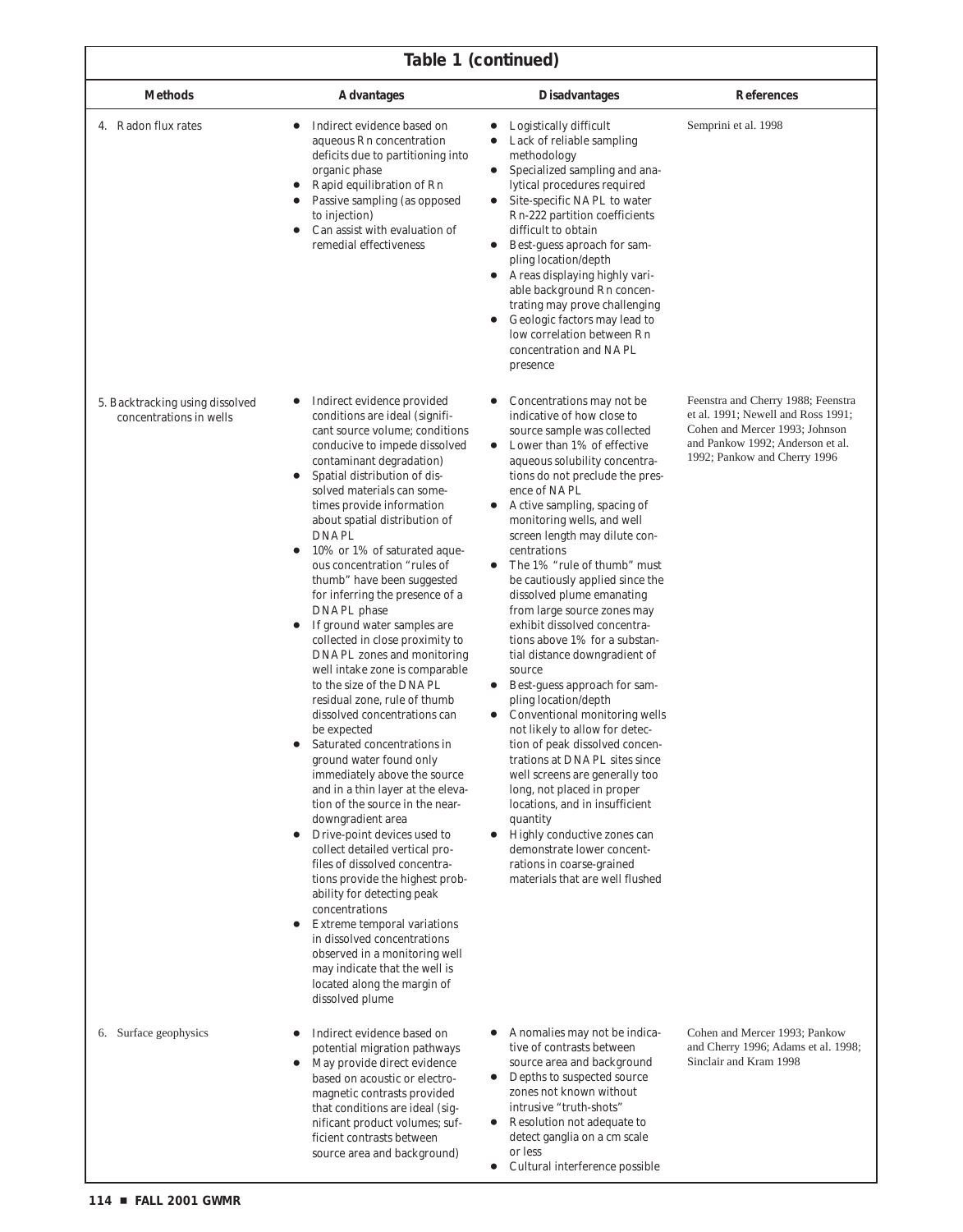**Table 1 (continued)**

| Methods | Advantages | Disadvantages | References |
|---|---|---|---|
| 4. Radon flux rates | • Indirect evidence based on aqueous Rn concentration deficits due to partitioning into organic phase<br>• Rapid equilibration of Rn<br>• Passive sampling (as opposed to injection)<br>• Can assist with evaluation of remedial effectiveness | • Logistically difficult<br>• Lack of reliable sampling methodology<br>• Specialized sampling and analytical procedures required<br>• Site-specific NAPL to water Rn-222 partition coefficients difficult to obtain<br>• Best-guess aproach for sampling location/depth<br>• Areas displaying highly variable background Rn concentrating may prove challenging<br>• Geologic factors may lead to low correlation between Rn concentration and NAPL presence | Semprini et al. 1998 |
| 5. Backtracking using dissolved concentrations in wells | • Indirect evidence provided conditions are ideal (significant source volume; conditions conducive to impede dissolved contaminant degradation)<br>• Spatial distribution of dissolved materials can sometimes provide information about spatial distribution of DNAPL<br>• 10% or 1% of saturated aqueous concentration "rules of thumb" have been suggested for inferring the presence of a DNAPL phase<br>• If ground water samples are collected in close proximity to DNAPL zones and monitoring well intake zone is comparable to the size of the DNAPL residual zone, rule of thumb dissolved concentrations can be expected<br>• Saturated concentrations in ground water found only immediately above the source and in a thin layer at the elevation of the source in the near-downgradient area<br>• Drive-point devices used to collect detailed vertical profiles of dissolved concentrations provide the highest probability for detecting peak concentrations<br>• Extreme temporal variations in dissolved concentrations observed in a monitoring well may indicate that the well is located along the margin of dissolved plume | • Concentrations may not be indicative of how close to source sample was collected<br>• Lower than 1% of effective aqueous solubility concentrations do not preclude the presence of NAPL<br>• Active sampling, spacing of monitoring wells, and well screen length may dilute concentrations<br>• The 1% "rule of thumb" must be cautiously applied since the dissolved plume emanating from large source zones may exhibit dissolved concentrations above 1% for a substantial distance downgradient of source<br>• Best-guess approach for sampling location/depth<br>• Conventional monitoring wells not likely to allow for detection of peak dissolved concentrations at DNAPL sites since well screens are generally too long, not placed in proper locations, and in insufficient quantity<br>• Highly conductive zones can demonstrate lower concentrations in coarse-grained materials that are well flushed | Feenstra and Cherry 1988; Feenstra et al. 1991; Newell and Ross 1991; Cohen and Mercer 1993; Johnson and Pankow 1992; Anderson et al. 1992; Pankow and Cherry 1996 |
| 6. Surface geophysics | • Indirect evidence based on potential migration pathways<br>• May provide direct evidence based on acoustic or electromagnetic contrasts provided that conditions are ideal (significant product volumes; sufficient contrasts between source area and background) | • Anomalies may not be indicative of contrasts between source area and background<br>• Depths to suspected source zones not known without intrusive "truth-shots"<br>• Resolution not adequate to detect ganglia on a cm scale or less<br>• Cultural interference possible | Cohen and Mercer 1993; Pankow and Cherry 1996; Adams et al. 1998; Sinclair and Kram 1998 |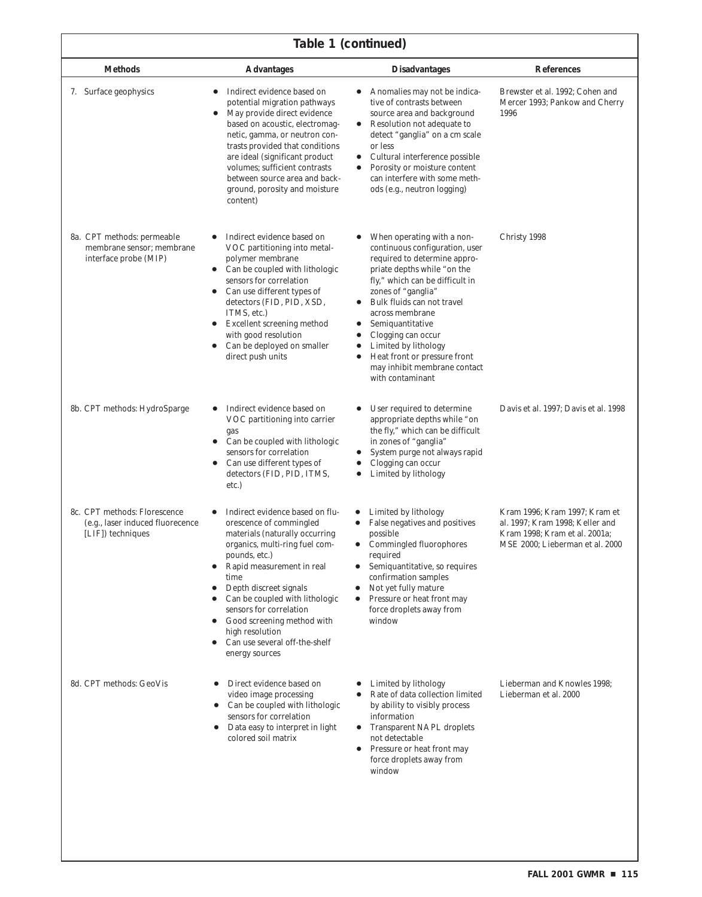**Table 1 (continued)**

| Methods | Advantages | Disadvantages | References |
|---|---|---|---|
| 7. Surface geophysics | • Indirect evidence based on potential migration pathways<br>• May provide direct evidence based on acoustic, electromagnetic, gamma, or neutron contrasts provided that conditions are ideal (significant product volumes; sufficient contrasts between source area and background, porosity and moisture content) | • Anomalies may not be indicative of contrasts between source area and background<br>• Resolution not adequate to detect "ganglia" on a cm scale or less<br>• Cultural interference possible<br>• Porosity or moisture content can interfere with some methods (e.g., neutron logging) | Brewster et al. 1992; Cohen and Mercer 1993; Pankow and Cherry 1996 |
| 8a. CPT methods: permeable membrane sensor; membrane interface probe (MIP) | • Indirect evidence based on VOC partitioning into metal-polymer membrane<br>• Can be coupled with lithologic sensors for correlation<br>• Can use different types of detectors (FID, PID, XSD, ITMS, etc.)<br>• Excellent screening method with good resolution<br>• Can be deployed on smaller direct push units | • When operating with a non-continuous configuration, user required to determine appropriate depths while "on the fly," which can be difficult in zones of "ganglia"<br>• Bulk fluids can not travel across membrane<br>• Semiquantitative<br>• Clogging can occur<br>• Limited by lithology<br>• Heat front or pressure front may inhibit membrane contact with contaminant | Christy 1998 |
| 8b. CPT methods: HydroSparge | • Indirect evidence based on VOC partitioning into carrier gas<br>• Can be coupled with lithologic sensors for correlation<br>• Can use different types of detectors (FID, PID, ITMS, etc.) | • User required to determine appropriate depths while "on the fly," which can be difficult in zones of "ganglia"<br>• System purge not always rapid<br>• Clogging can occur<br>• Limited by lithology | Davis et al. 1997; Davis et al. 1998 |
| 8c. CPT methods: Florescence (e.g., laser induced fluorecence [LIF]) techniques | • Indirect evidence based on fluorescence of commingled materials (naturally occurring organics, multi-ring fuel compounds, etc.)<br>• Rapid measurement in real time<br>• Depth discreet signals<br>• Can be coupled with lithologic sensors for correlation<br>• Good screening method with high resolution<br>• Can use several off-the-shelf energy sources | • Limited by lithology<br>• False negatives and positives possible<br>• Commingled fluorophores required<br>• Semiquantitative, so requires confirmation samples<br>• Not yet fully mature<br>• Pressure or heat front may force droplets away from window | Kram 1996; Kram 1997; Kram et al. 1997; Kram 1998; Keller and Kram 1998; Kram et al. 2001a; MSE 2000; Lieberman et al. 2000 |
| 8d. CPT methods: GeoVis | • Direct evidence based on video image processing<br>• Can be coupled with lithologic sensors for correlation<br>• Data easy to interpret in light colored soil matrix | • Limited by lithology<br>• Rate of data collection limited by ability to visibly process information<br>• Transparent NAPL droplets not detectable<br>• Pressure or heat front may force droplets away from window | Lieberman and Knowles 1998; Lieberman et al. 2000 |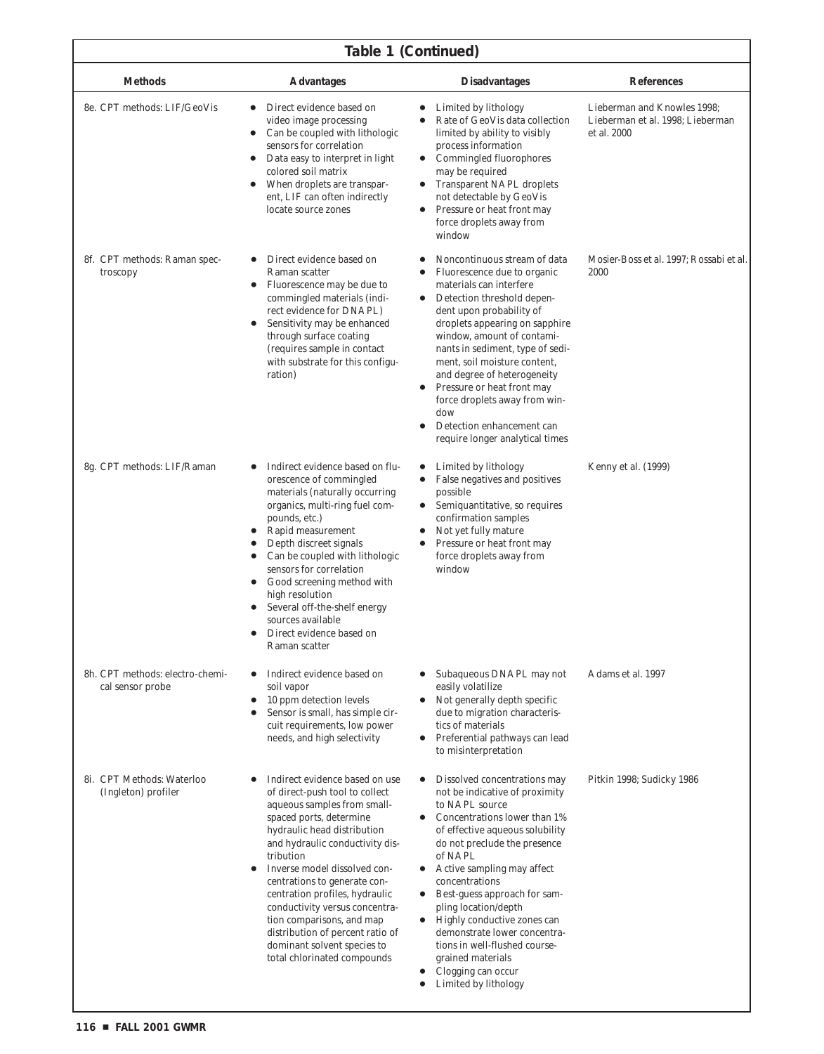**Table 1 (Continued)**

| Methods | Advantages | Disadvantages | References |
|---|---|---|---|
| 8e. CPT methods: LIF/GeoVis | • Direct evidence based on video image processing<br>• Can be coupled with lithologic sensors for correlation<br>• Data easy to interpret in light colored soil matrix<br>• When droplets are transparent, LIF can often indirectly locate source zones | • Limited by lithology<br>• Rate of GeoVis data collection limited by ability to visibly process information<br>• Commingled fluorophores may be required<br>• Transparent NAPL droplets not detectable by GeoVis<br>• Pressure or heat front may force droplets away from window | Lieberman and Knowles 1998; Lieberman et al. 1998; Lieberman et al. 2000 |
| 8f. CPT methods: Raman spectroscopy | • Direct evidence based on Raman scatter<br>• Fluorescence may be due to commingled materials (indirect evidence for DNAPL)<br>• Sensitivity may be enhanced through surface coating (requires sample in contact with substrate for this configuration) | • Noncontinuous stream of data<br>• Fluorescence due to organic materials can interfere<br>• Detection threshold dependent upon probability of droplets appearing on sapphire window, amount of contaminants in sediment, type of sediment, soil moisture content, and degree of heterogeneity<br>• Pressure or heat front may force droplets away from window<br>• Detection enhancement can require longer analytical times | Mosier-Boss et al. 1997; Rossabi et al. 2000 |
| 8g. CPT methods: LIF/Raman | • Indirect evidence based on fluorescence of commingled materials (naturally occurring organics, multi-ring fuel compounds, etc.)<br>• Rapid measurement<br>• Depth discreet signals<br>• Can be coupled with lithologic sensors for correlation<br>• Good screening method with high resolution<br>• Several off-the-shelf energy sources available<br>• Direct evidence based on Raman scatter | • Limited by lithology<br>• False negatives and positives possible<br>• Semiquantitative, so requires confirmation samples<br>• Not yet fully mature<br>• Pressure or heat front may force droplets away from window | Kenny et al. (1999) |
| 8h. CPT methods: electro-chemical sensor probe | • Indirect evidence based on soil vapor<br>• 10 ppm detection levels<br>• Sensor is small, has simple circuit requirements, low power needs, and high selectivity | • Subaqueous DNAPL may not easily volatilize<br>• Not generally depth specific due to migration characteristics of materials<br>• Preferential pathways can lead to misinterpretation | Adams et al. 1997 |
| 8i. CPT Methods: Waterloo (Ingleton) profiler | • Indirect evidence based on use of direct-push tool to collect aqueous samples from small-spaced ports, determine hydraulic head distribution and hydraulic conductivity distribution<br>• Inverse model dissolved concentrations to generate concentration profiles, hydraulic conductivity versus concentration comparisons, and map distribution of percent ratio of dominant solvent species to total chlorinated compounds | • Dissolved concentrations may not be indicative of proximity to NAPL source<br>• Concentrations lower than 1% of effective aqueous solubility do not preclude the presence of NAPL<br>• Active sampling may affect concentrations<br>• Best-guess approach for sampling location/depth<br>• Highly conductive zones can demonstrate lower concentrations in well-flushed course-grained materials<br>• Clogging can occur<br>• Limited by lithology | Pitkin 1998; Sudicky 1986 |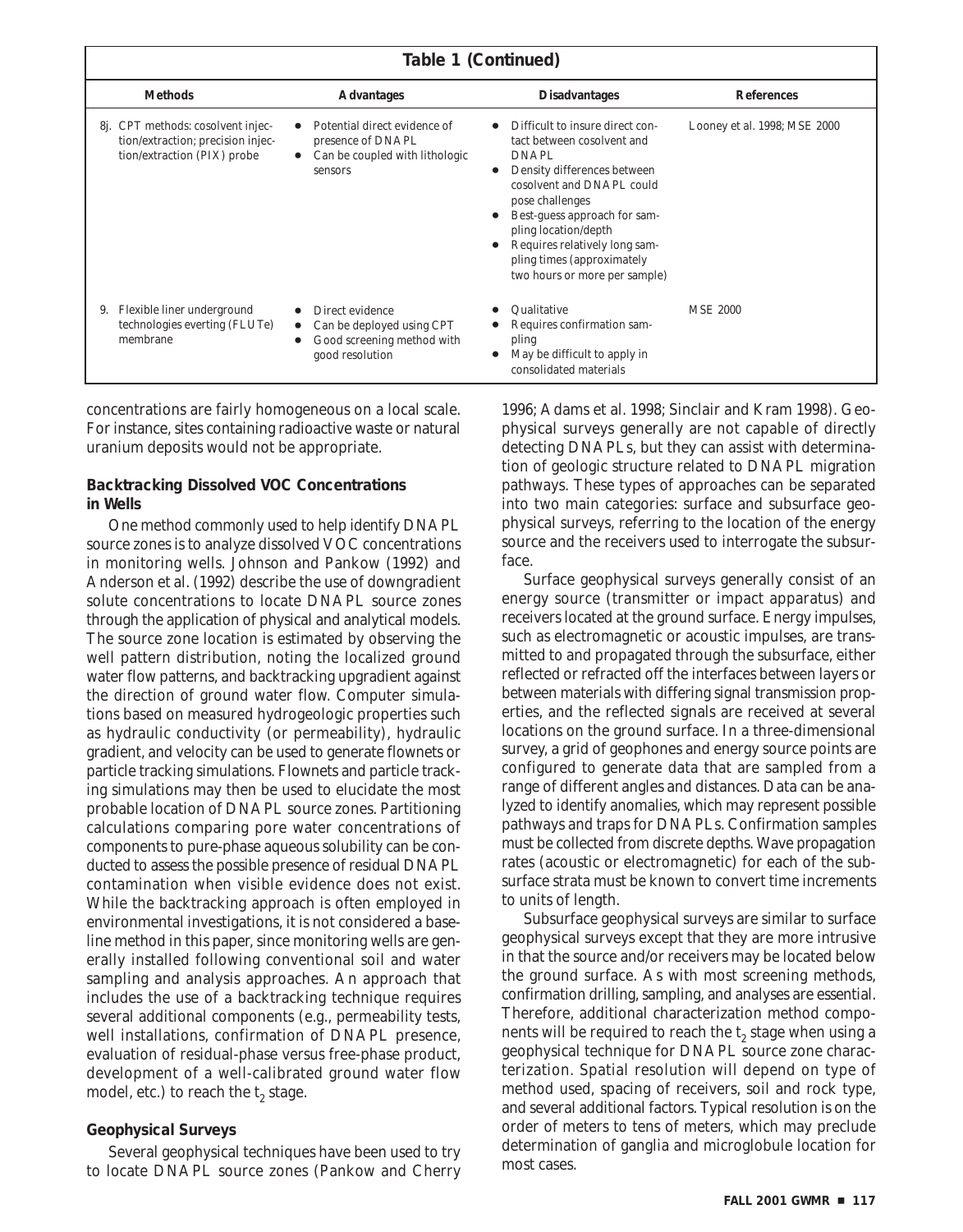**Table 1 (Continued)**

| Methods | Advantages | Disadvantages | References |
|---|---|---|---|
| 8j. CPT methods: cosolvent injection/extraction; precision injection/extraction (PIX) probe | • Potential direct evidence of presence of DNAPL<br>• Can be coupled with lithologic sensors | • Difficult to insure direct contact between cosolvent and DNAPL<br>• Density differences between cosolvent and DNAPL could pose challenges<br>• Best-guess approach for sampling location/depth<br>• Requires relatively long sampling times (approximately two hours or more per sample) | Looney et al. 1998; MSE 2000 |
| 9. Flexible liner underground technologies everting (FLUTe) membrane | • Direct evidence<br>• Can be deployed using CPT<br>• Good screening method with good resolution | • Qualitative<br>• Requires confirmation sampling<br>• May be difficult to apply in consolidated materials | MSE 2000 |

concentrations are fairly homogeneous on a local scale. For instance, sites containing radioactive waste or natural uranium deposits would not be appropriate.

### Backtracking Dissolved VOC Concentrations in Wells

One method commonly used to help identify DNAPL source zones is to analyze dissolved VOC concentrations in monitoring wells. Johnson and Pankow (1992) and Anderson et al. (1992) describe the use of downgradient solute concentrations to locate DNAPL source zones through the application of physical and analytical models. The source zone location is estimated by observing the well pattern distribution, noting the localized ground water flow patterns, and backtracking upgradient against the direction of ground water flow. Computer simulations based on measured hydrogeologic properties such as hydraulic conductivity (or permeability), hydraulic gradient, and velocity can be used to generate flownets or particle tracking simulations. Flownets and particle tracking simulations may then be used to elucidate the most probable location of DNAPL source zones. Partitioning calculations comparing pore water concentrations of components to pure-phase aqueous solubility can be conducted to assess the possible presence of residual DNAPL contamination when visible evidence does not exist. While the backtracking approach is often employed in environmental investigations, it is not considered a baseline method in this paper, since monitoring wells are generally installed following conventional soil and water sampling and analysis approaches. An approach that includes the use of a backtracking technique requires several additional components (e.g., permeability tests, well installations, confirmation of DNAPL presence, evaluation of residual-phase versus free-phase product, development of a well-calibrated ground water flow model, etc.) to reach the $t_2$ stage.

### Geophysical Surveys

Several geophysical techniques have been used to try to locate DNAPL source zones (Pankow and Cherry 1996; Adams et al. 1998; Sinclair and Kram 1998). Geophysical surveys generally are not capable of directly detecting DNAPLs, but they can assist with determination of geologic structure related to DNAPL migration pathways. These types of approaches can be separated into two main categories: surface and subsurface geophysical surveys, referring to the location of the energy source and the receivers used to interrogate the subsurface.

Surface geophysical surveys generally consist of an energy source (transmitter or impact apparatus) and receivers located at the ground surface. Energy impulses, such as electromagnetic or acoustic impulses, are transmitted to and propagated through the subsurface, either reflected or refracted off the interfaces between layers or between materials with differing signal transmission properties, and the reflected signals are received at several locations on the ground surface. In a three-dimensional survey, a grid of geophones and energy source points are configured to generate data that are sampled from a range of different angles and distances. Data can be analyzed to identify anomalies, which may represent possible pathways and traps for DNAPLs. Confirmation samples must be collected from discrete depths. Wave propagation rates (acoustic or electromagnetic) for each of the subsurface strata must be known to convert time increments to units of length.

Subsurface geophysical surveys are similar to surface geophysical surveys except that they are more intrusive in that the source and/or receivers may be located below the ground surface. As with most screening methods, confirmation drilling, sampling, and analyses are essential. Therefore, additional characterization method components will be required to reach the $t_2$ stage when using a geophysical technique for DNAPL source zone characterization. Spatial resolution will depend on type of method used, spacing of receivers, soil and rock type, and several additional factors. Typical resolution is on the order of meters to tens of meters, which may preclude determination of ganglia and microglobule location for most cases.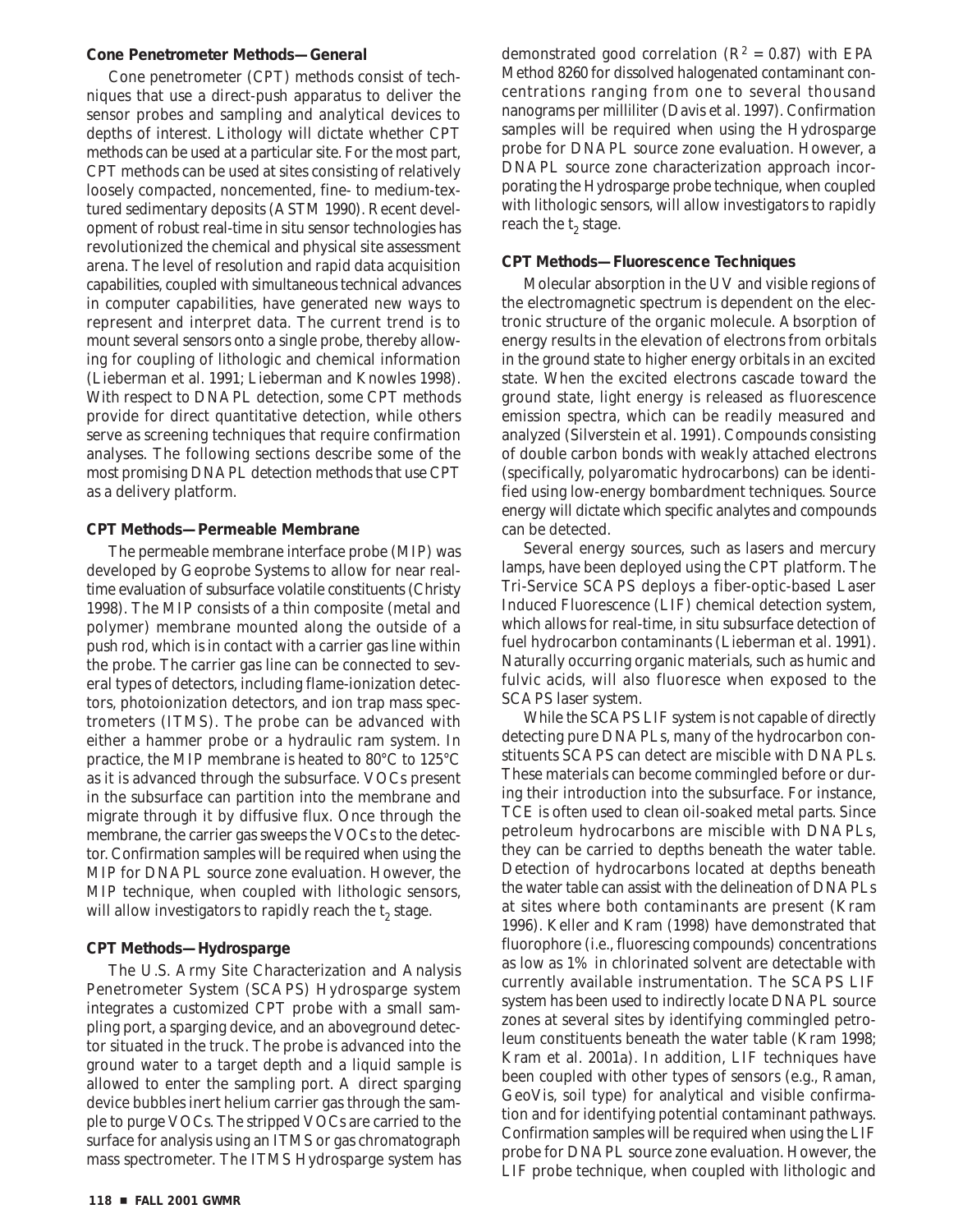### Cone Penetrometer Methods—General

Cone penetrometer (CPT) methods consist of techniques that use a direct-push apparatus to deliver the sensor probes and sampling and analytical devices to depths of interest. Lithology will dictate whether CPT methods can be used at a particular site. For the most part, CPT methods can be used at sites consisting of relatively loosely compacted, noncemented, fine- to medium-textured sedimentary deposits (ASTM 1990). Recent development of robust real-time in situ sensor technologies has revolutionized the chemical and physical site assessment arena. The level of resolution and rapid data acquisition capabilities, coupled with simultaneous technical advances in computer capabilities, have generated new ways to represent and interpret data. The current trend is to mount several sensors onto a single probe, thereby allowing for coupling of lithologic and chemical information (Lieberman et al. 1991; Lieberman and Knowles 1998). With respect to DNAPL detection, some CPT methods provide for direct quantitative detection, while others serve as screening techniques that require confirmation analyses. The following sections describe some of the most promising DNAPL detection methods that use CPT as a delivery platform.

### CPT Methods—Permeable Membrane

The permeable membrane interface probe (MIP) was developed by Geoprobe Systems to allow for near real-time evaluation of subsurface volatile constituents (Christy 1998). The MIP consists of a thin composite (metal and polymer) membrane mounted along the outside of a push rod, which is in contact with a carrier gas line within the probe. The carrier gas line can be connected to several types of detectors, including flame-ionization detectors, photoionization detectors, and ion trap mass spectrometers (ITMS). The probe can be advanced with either a hammer probe or a hydraulic ram system. In practice, the MIP membrane is heated to 80°C to 125°C as it is advanced through the subsurface. VOCs present in the subsurface can partition into the membrane and migrate through it by diffusive flux. Once through the membrane, the carrier gas sweeps the VOCs to the detector. Confirmation samples will be required when using the MIP for DNAPL source zone evaluation. However, the MIP technique, when coupled with lithologic sensors, will allow investigators to rapidly reach the $t_2$ stage.

### CPT Methods—Hydrosparge

The U.S. Army Site Characterization and Analysis Penetrometer System (SCAPS) Hydrosparge system integrates a customized CPT probe with a small sampling port, a sparging device, and an aboveground detector situated in the truck. The probe is advanced into the ground water to a target depth and a liquid sample is allowed to enter the sampling port. A direct sparging device bubbles inert helium carrier gas through the sample to purge VOCs. The stripped VOCs are carried to the surface for analysis using an ITMS or gas chromatograph mass spectrometer. The ITMS Hydrosparge system has demonstrated good correlation ($R^2 = 0.87$) with EPA Method 8260 for dissolved halogenated contaminant concentrations ranging from one to several thousand nanograms per milliliter (Davis et al. 1997). Confirmation samples will be required when using the Hydrosparge probe for DNAPL source zone evaluation. However, a DNAPL source zone characterization approach incorporating the Hydrosparge probe technique, when coupled with lithologic sensors, will allow investigators to rapidly reach the $t_2$ stage.

### CPT Methods—Fluorescence Techniques

Molecular absorption in the UV and visible regions of the electromagnetic spectrum is dependent on the electronic structure of the organic molecule. Absorption of energy results in the elevation of electrons from orbitals in the ground state to higher energy orbitals in an excited state. When the excited electrons cascade toward the ground state, light energy is released as fluorescence emission spectra, which can be readily measured and analyzed (Silverstein et al. 1991). Compounds consisting of double carbon bonds with weakly attached electrons (specifically, polyaromatic hydrocarbons) can be identified using low-energy bombardment techniques. Source energy will dictate which specific analytes and compounds can be detected.

Several energy sources, such as lasers and mercury lamps, have been deployed using the CPT platform. The Tri-Service SCAPS deploys a fiber-optic-based Laser Induced Fluorescence (LIF) chemical detection system, which allows for real-time, in situ subsurface detection of fuel hydrocarbon contaminants (Lieberman et al. 1991). Naturally occurring organic materials, such as humic and fulvic acids, will also fluoresce when exposed to the SCAPS laser system.

While the SCAPS LIF system is not capable of directly detecting pure DNAPLs, many of the hydrocarbon constituents SCAPS can detect are miscible with DNAPLs. These materials can become commingled before or during their introduction into the subsurface. For instance, TCE is often used to clean oil-soaked metal parts. Since petroleum hydrocarbons are miscible with DNAPLs, they can be carried to depths beneath the water table. Detection of hydrocarbons located at depths beneath the water table can assist with the delineation of DNAPLs at sites where both contaminants are present (Kram 1996). Keller and Kram (1998) have demonstrated that fluorophore (i.e., fluorescing compounds) concentrations as low as 1% in chlorinated solvent are detectable with currently available instrumentation. The SCAPS LIF system has been used to indirectly locate DNAPL source zones at several sites by identifying commingled petroleum constituents beneath the water table (Kram 1998; Kram et al. 2001a). In addition, LIF techniques have been coupled with other types of sensors (e.g., Raman, GeoVis, soil type) for analytical and visible confirmation and for identifying potential contaminant pathways. Confirmation samples will be required when using the LIF probe for DNAPL source zone evaluation. However, the LIF probe technique, when coupled with lithologic and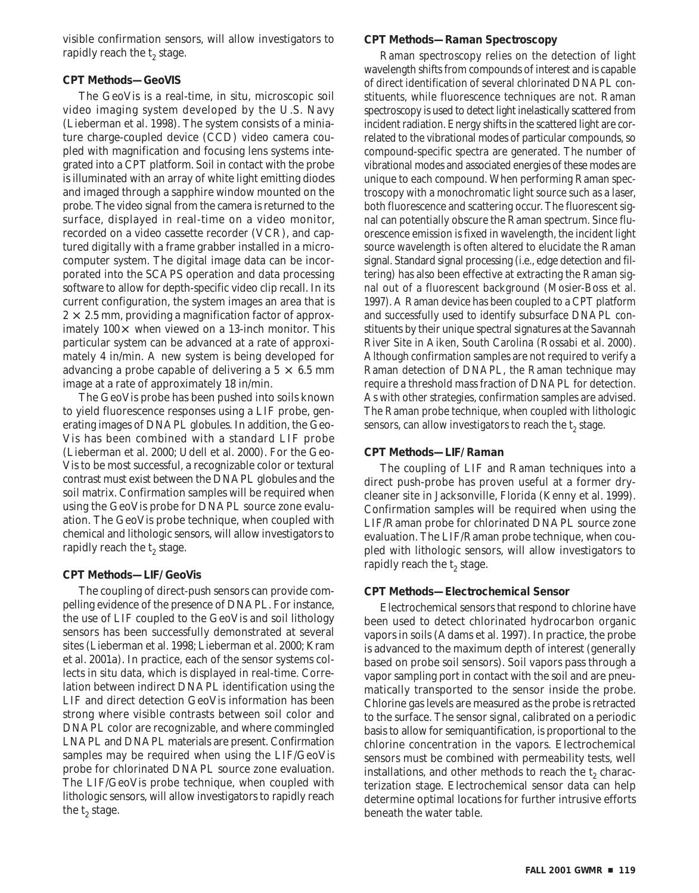visible confirmation sensors, will allow investigators to rapidly reach the $t_2$ stage.

### CPT Methods—GeoVIS

The GeoVis is a real-time, in situ, microscopic soil video imaging system developed by the U.S. Navy (Lieberman et al. 1998). The system consists of a miniature charge-coupled device (CCD) video camera coupled with magnification and focusing lens systems integrated into a CPT platform. Soil in contact with the probe is illuminated with an array of white light emitting diodes and imaged through a sapphire window mounted on the probe. The video signal from the camera is returned to the surface, displayed in real-time on a video monitor, recorded on a video cassette recorder (VCR), and captured digitally with a frame grabber installed in a microcomputer system. The digital image data can be incorporated into the SCAPS operation and data processing software to allow for depth-specific video clip recall. In its current configuration, the system images an area that is $2 \times 2.5$ mm, providing a magnification factor of approximately $100\times$ when viewed on a 13-inch monitor. This particular system can be advanced at a rate of approximately 4 in/min. A new system is being developed for advancing a probe capable of delivering a $5 \times 6.5$ mm image at a rate of approximately 18 in/min.

The GeoVis probe has been pushed into soils known to yield fluorescence responses using a LIF probe, generating images of DNAPL globules. In addition, the GeoVis has been combined with a standard LIF probe (Lieberman et al. 2000; Udell et al. 2000). For the GeoVis to be most successful, a recognizable color or textural contrast must exist between the DNAPL globules and the soil matrix. Confirmation samples will be required when using the GeoVis probe for DNAPL source zone evaluation. The GeoVis probe technique, when coupled with chemical and lithologic sensors, will allow investigators to rapidly reach the $t_2$ stage.

### CPT Methods—LIF/GeoVis

The coupling of direct-push sensors can provide compelling evidence of the presence of DNAPL. For instance, the use of LIF coupled to the GeoVis and soil lithology sensors has been successfully demonstrated at several sites (Lieberman et al. 1998; Lieberman et al. 2000; Kram et al. 2001a). In practice, each of the sensor systems collects in situ data, which is displayed in real-time. Correlation between indirect DNAPL identification using the LIF and direct detection GeoVis information has been strong where visible contrasts between soil color and DNAPL color are recognizable, and where commingled LNAPL and DNAPL materials are present. Confirmation samples may be required when using the LIF/GeoVis probe for chlorinated DNAPL source zone evaluation. The LIF/GeoVis probe technique, when coupled with lithologic sensors, will allow investigators to rapidly reach the $t_2$ stage.

### CPT Methods—Raman Spectroscopy

Raman spectroscopy relies on the detection of light wavelength shifts from compounds of interest and is capable of direct identification of several chlorinated DNAPL constituents, while fluorescence techniques are not. Raman spectroscopy is used to detect light inelastically scattered from incident radiation. Energy shifts in the scattered light are correlated to the vibrational modes of particular compounds, so compound-specific spectra are generated. The number of vibrational modes and associated energies of these modes are unique to each compound. When performing Raman spectroscopy with a monochromatic light source such as a laser, both fluorescence and scattering occur. The fluorescent signal can potentially obscure the Raman spectrum. Since fluorescence emission is fixed in wavelength, the incident light source wavelength is often altered to elucidate the Raman signal. Standard signal processing (i.e., edge detection and filtering) has also been effective at extracting the Raman signal out of a fluorescent background (Mosier-Boss et al. 1997). A Raman device has been coupled to a CPT platform and successfully used to identify subsurface DNAPL constituents by their unique spectral signatures at the Savannah River Site in Aiken, South Carolina (Rossabi et al. 2000). Although confirmation samples are not required to verify a Raman detection of DNAPL, the Raman technique may require a threshold mass fraction of DNAPL for detection. As with other strategies, confirmation samples are advised. The Raman probe technique, when coupled with lithologic sensors, can allow investigators to reach the $t_2$ stage.

### CPT Methods—LIF/Raman

The coupling of LIF and Raman techniques into a direct push-probe has proven useful at a former drycleaner site in Jacksonville, Florida (Kenny et al. 1999). Confirmation samples will be required when using the LIF/Raman probe for chlorinated DNAPL source zone evaluation. The LIF/Raman probe technique, when coupled with lithologic sensors, will allow investigators to rapidly reach the $t_2$ stage.

### CPT Methods—Electrochemical Sensor

Electrochemical sensors that respond to chlorine have been used to detect chlorinated hydrocarbon organic vapors in soils (Adams et al. 1997). In practice, the probe is advanced to the maximum depth of interest (generally based on probe soil sensors). Soil vapors pass through a vapor sampling port in contact with the soil and are pneumatically transported to the sensor inside the probe. Chlorine gas levels are measured as the probe is retracted to the surface. The sensor signal, calibrated on a periodic basis to allow for semiquantification, is proportional to the chlorine concentration in the vapors. Electrochemical sensors must be combined with permeability tests, well installations, and other methods to reach the $t_2$ characterization stage. Electrochemical sensor data can help determine optimal locations for further intrusive efforts beneath the water table.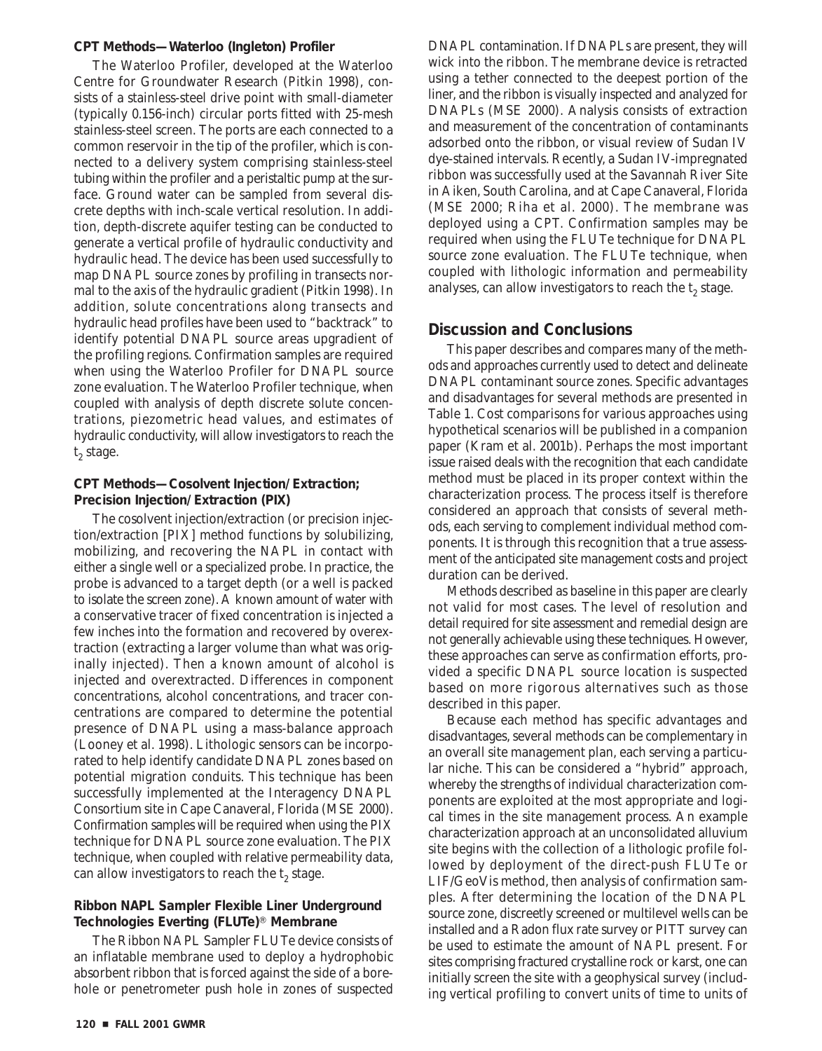### CPT Methods—Waterloo (Ingleton) Profiler

The Waterloo Profiler, developed at the Waterloo Centre for Groundwater Research (Pitkin 1998), consists of a stainless-steel drive point with small-diameter (typically 0.156-inch) circular ports fitted with 25-mesh stainless-steel screen. The ports are each connected to a common reservoir in the tip of the profiler, which is connected to a delivery system comprising stainless-steel tubing within the profiler and a peristaltic pump at the surface. Ground water can be sampled from several discrete depths with inch-scale vertical resolution. In addition, depth-discrete aquifer testing can be conducted to generate a vertical profile of hydraulic conductivity and hydraulic head. The device has been used successfully to map DNAPL source zones by profiling in transects normal to the axis of the hydraulic gradient (Pitkin 1998). In addition, solute concentrations along transects and hydraulic head profiles have been used to "backtrack" to identify potential DNAPL source areas upgradient of the profiling regions. Confirmation samples are required when using the Waterloo Profiler for DNAPL source zone evaluation. The Waterloo Profiler technique, when coupled with analysis of depth discrete solute concentrations, piezometric head values, and estimates of hydraulic conductivity, will allow investigators to reach the $t_2$ stage.

### CPT Methods—Cosolvent Injection/Extraction; Precision Injection/Extraction (PIX)

The cosolvent injection/extraction (or precision injection/extraction [PIX] method functions by solubilizing, mobilizing, and recovering the NAPL in contact with either a single well or a specialized probe. In practice, the probe is advanced to a target depth (or a well is packed to isolate the screen zone). A known amount of water with a conservative tracer of fixed concentration is injected a few inches into the formation and recovered by overextraction (extracting a larger volume than what was originally injected). Then a known amount of alcohol is injected and overextracted. Differences in component concentrations, alcohol concentrations, and tracer concentrations are compared to determine the potential presence of DNAPL using a mass-balance approach (Looney et al. 1998). Lithologic sensors can be incorporated to help identify candidate DNAPL zones based on potential migration conduits. This technique has been successfully implemented at the Interagency DNAPL Consortium site in Cape Canaveral, Florida (MSE 2000). Confirmation samples will be required when using the PIX technique for DNAPL source zone evaluation. The PIX technique, when coupled with relative permeability data, can allow investigators to reach the $t_2$ stage.

### Ribbon NAPL Sampler Flexible Liner Underground Technologies Everting (FLUTe)® Membrane

The Ribbon NAPL Sampler FLUTe device consists of an inflatable membrane used to deploy a hydrophobic absorbent ribbon that is forced against the side of a borehole or penetrometer push hole in zones of suspected DNAPL contamination. If DNAPLs are present, they will wick into the ribbon. The membrane device is retracted using a tether connected to the deepest portion of the liner, and the ribbon is visually inspected and analyzed for DNAPLs (MSE 2000). Analysis consists of extraction and measurement of the concentration of contaminants adsorbed onto the ribbon, or visual review of Sudan IV dye-stained intervals. Recently, a Sudan IV-impregnated ribbon was successfully used at the Savannah River Site in Aiken, South Carolina, and at Cape Canaveral, Florida (MSE 2000; Riha et al. 2000). The membrane was deployed using a CPT. Confirmation samples may be required when using the FLUTe technique for DNAPL source zone evaluation. The FLUTe technique, when coupled with lithologic information and permeability analyses, can allow investigators to reach the $t_2$ stage.

## Discussion and Conclusions

This paper describes and compares many of the methods and approaches currently used to detect and delineate DNAPL contaminant source zones. Specific advantages and disadvantages for several methods are presented in Table 1. Cost comparisons for various approaches using hypothetical scenarios will be published in a companion paper (Kram et al. 2001b). Perhaps the most important issue raised deals with the recognition that each candidate method must be placed in its proper context within the characterization process. The process itself is therefore considered an approach that consists of several methods, each serving to complement individual method components. It is through this recognition that a true assessment of the anticipated site management costs and project duration can be derived.

Methods described as baseline in this paper are clearly not valid for most cases. The level of resolution and detail required for site assessment and remedial design are not generally achievable using these techniques. However, these approaches can serve as confirmation efforts, provided a specific DNAPL source location is suspected based on more rigorous alternatives such as those described in this paper.

Because each method has specific advantages and disadvantages, several methods can be complementary in an overall site management plan, each serving a particular niche. This can be considered a "hybrid" approach, whereby the strengths of individual characterization components are exploited at the most appropriate and logical times in the site management process. An example characterization approach at an unconsolidated alluvium site begins with the collection of a lithologic profile followed by deployment of the direct-push FLUTe or LIF/GeoVis method, then analysis of confirmation samples. After determining the location of the DNAPL source zone, discreetly screened or multilevel wells can be installed and a Radon flux rate survey or PITT survey can be used to estimate the amount of NAPL present. For sites comprising fractured crystalline rock or karst, one can initially screen the site with a geophysical survey (including vertical profiling to convert units of time to units of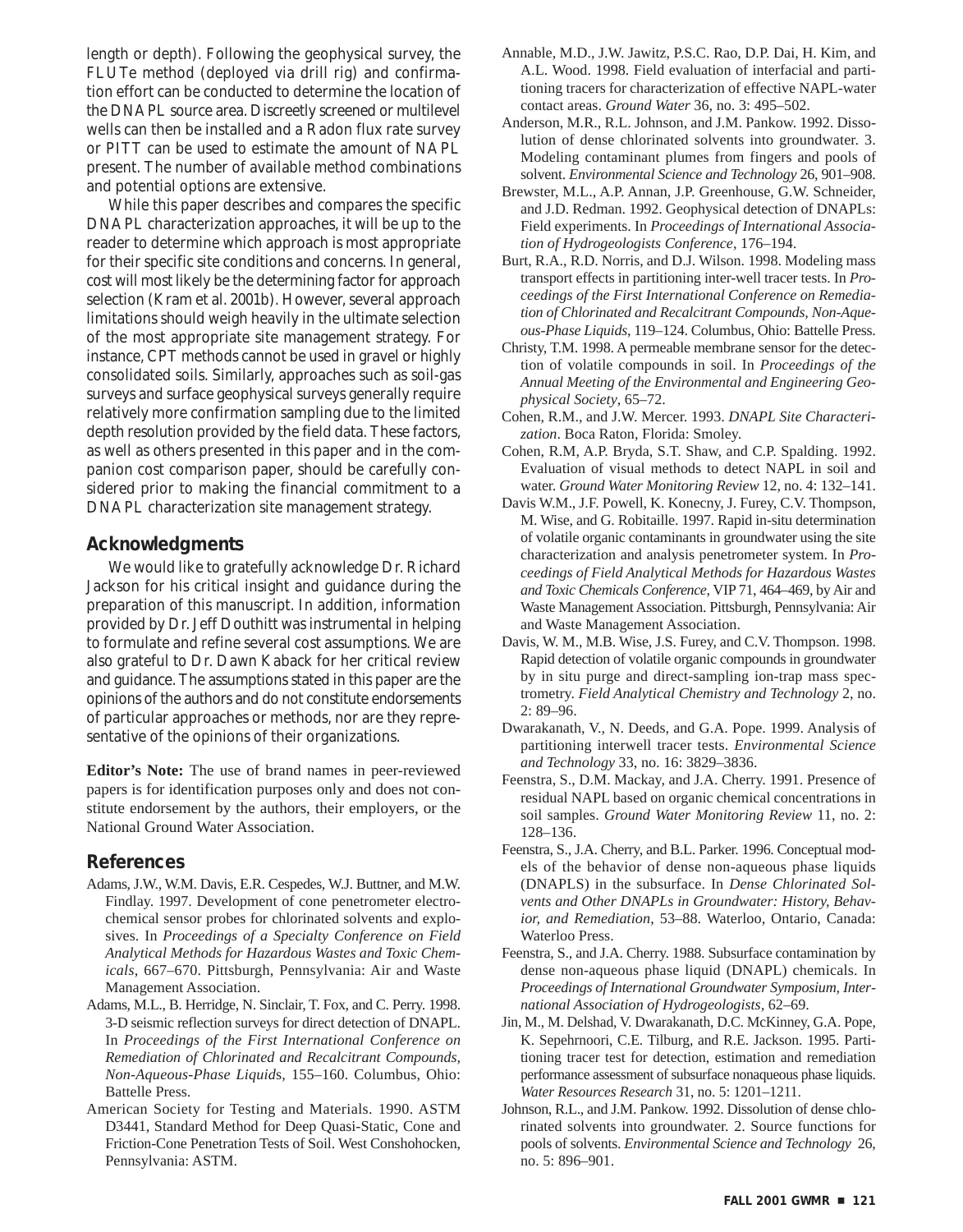length or depth). Following the geophysical survey, the FLUTe method (deployed via drill rig) and confirmation effort can be conducted to determine the location of the DNAPL source area. Discreetly screened or multilevel wells can then be installed and a Radon flux rate survey or PITT can be used to estimate the amount of NAPL present. The number of available method combinations and potential options are extensive.

While this paper describes and compares the specific DNAPL characterization approaches, it will be up to the reader to determine which approach is most appropriate for their specific site conditions and concerns. In general, cost will most likely be the determining factor for approach selection (Kram et al. 2001b). However, several approach limitations should weigh heavily in the ultimate selection of the most appropriate site management strategy. For instance, CPT methods cannot be used in gravel or highly consolidated soils. Similarly, approaches such as soil-gas surveys and surface geophysical surveys generally require relatively more confirmation sampling due to the limited depth resolution provided by the field data. These factors, as well as others presented in this paper and in the companion cost comparison paper, should be carefully considered prior to making the financial commitment to a DNAPL characterization site management strategy.

## Acknowledgments

We would like to gratefully acknowledge Dr. Richard Jackson for his critical insight and guidance during the preparation of this manuscript. In addition, information provided by Dr. Jeff Douthitt was instrumental in helping to formulate and refine several cost assumptions. We are also grateful to Dr. Dawn Kaback for her critical review and guidance. The assumptions stated in this paper are the opinions of the authors and do not constitute endorsements of particular approaches or methods, nor are they representative of the opinions of their organizations.

**Editor's Note:** The use of brand names in peer-reviewed papers is for identification purposes only and does not constitute endorsement by the authors, their employers, or the National Ground Water Association.

## References

Adams, J.W., W.M. Davis, E.R. Cespedes, W.J. Buttner, and M.W. Findlay. 1997. Development of cone penetrometer electrochemical sensor probes for chlorinated solvents and explosives. In *Proceedings of a Specialty Conference on Field Analytical Methods for Hazardous Wastes and Toxic Chemicals*, 667–670. Pittsburgh, Pennsylvania: Air and Waste Management Association.

Adams, M.L., B. Herridge, N. Sinclair, T. Fox, and C. Perry. 1998. 3-D seismic reflection surveys for direct detection of DNAPL. In *Proceedings of the First International Conference on Remediation of Chlorinated and Recalcitrant Compounds, Non-Aqueous-Phase Liquids*, 155–160. Columbus, Ohio: Battelle Press.

American Society for Testing and Materials. 1990. ASTM D3441, Standard Method for Deep Quasi-Static, Cone and Friction-Cone Penetration Tests of Soil. West Conshohocken, Pennsylvania: ASTM.

Annable, M.D., J.W. Jawitz, P.S.C. Rao, D.P. Dai, H. Kim, and A.L. Wood. 1998. Field evaluation of interfacial and partitioning tracers for characterization of effective NAPL-water contact areas. *Ground Water* 36, no. 3: 495–502.

Anderson, M.R., R.L. Johnson, and J.M. Pankow. 1992. Dissolution of dense chlorinated solvents into groundwater. 3. Modeling contaminant plumes from fingers and pools of solvent. *Environmental Science and Technology* 26, 901–908.

Brewster, M.L., A.P. Annan, J.P. Greenhouse, G.W. Schneider, and J.D. Redman. 1992. Geophysical detection of DNAPLs: Field experiments. In *Proceedings of International Association of Hydrogeologists Conference*, 176–194.

Burt, R.A., R.D. Norris, and D.J. Wilson. 1998. Modeling mass transport effects in partitioning inter-well tracer tests. In *Proceedings of the First International Conference on Remediation of Chlorinated and Recalcitrant Compounds, Non-Aqueous-Phase Liquids*, 119–124. Columbus, Ohio: Battelle Press.

Christy, T.M. 1998. A permeable membrane sensor for the detection of volatile compounds in soil. In *Proceedings of the Annual Meeting of the Environmental and Engineering Geophysical Society*, 65–72.

Cohen, R.M., and J.W. Mercer. 1993. *DNAPL Site Characterization*. Boca Raton, Florida: Smoley.

Cohen, R.M, A.P. Bryda, S.T. Shaw, and C.P. Spalding. 1992. Evaluation of visual methods to detect NAPL in soil and water. *Ground Water Monitoring Review* 12, no. 4: 132–141.

Davis W.M., J.F. Powell, K. Konecny, J. Furey, C.V. Thompson, M. Wise, and G. Robitaille. 1997. Rapid in-situ determination of volatile organic contaminants in groundwater using the site characterization and analysis penetrometer system. In *Proceedings of Field Analytical Methods for Hazardous Wastes and Toxic Chemicals Conference*, VIP 71, 464–469, by Air and Waste Management Association. Pittsburgh, Pennsylvania: Air and Waste Management Association.

Davis, W. M., M.B. Wise, J.S. Furey, and C.V. Thompson. 1998. Rapid detection of volatile organic compounds in groundwater by in situ purge and direct-sampling ion-trap mass spectrometry. *Field Analytical Chemistry and Technology* 2, no. 2: 89–96.

Dwarakanath, V., N. Deeds, and G.A. Pope. 1999. Analysis of partitioning interwell tracer tests. *Environmental Science and Technology* 33, no. 16: 3829–3836.

Feenstra, S., D.M. Mackay, and J.A. Cherry. 1991. Presence of residual NAPL based on organic chemical concentrations in soil samples. *Ground Water Monitoring Review* 11, no. 2: 128–136.

Feenstra, S., J.A. Cherry, and B.L. Parker. 1996. Conceptual models of the behavior of dense non-aqueous phase liquids (DNAPLS) in the subsurface. In *Dense Chlorinated Solvents and Other DNAPLs in Groundwater: History, Behavior, and Remediation*, 53–88. Waterloo, Ontario, Canada: Waterloo Press.

Feenstra, S., and J.A. Cherry. 1988. Subsurface contamination by dense non-aqueous phase liquid (DNAPL) chemicals. In *Proceedings of International Groundwater Symposium, International Association of Hydrogeologists*, 62–69.

Jin, M., M. Delshad, V. Dwarakanath, D.C. McKinney, G.A. Pope, K. Sepehrnoori, C.E. Tilburg, and R.E. Jackson. 1995. Partitioning tracer test for detection, estimation and remediation performance assessment of subsurface nonaqueous phase liquids. *Water Resources Research* 31, no. 5: 1201–1211.

Johnson, R.L., and J.M. Pankow. 1992. Dissolution of dense chlorinated solvents into groundwater. 2. Source functions for pools of solvents. *Environmental Science and Technology* 26, no. 5: 896–901.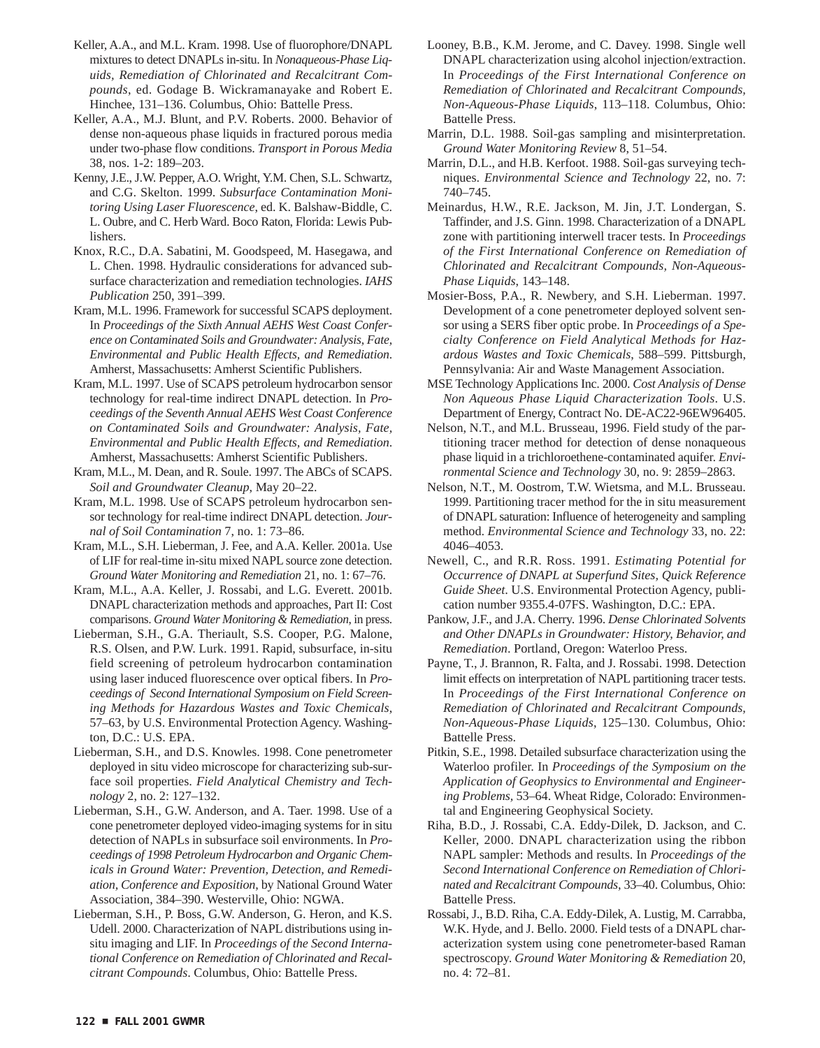Keller, A.A., and M.L. Kram. 1998. Use of fluorophore/DNAPL mixtures to detect DNAPLs in-situ. In *Nonaqueous-Phase Liquids, Remediation of Chlorinated and Recalcitrant Compounds*, ed. Godage B. Wickramanayake and Robert E. Hinchee, 131–136. Columbus, Ohio: Battelle Press.

Keller, A.A., M.J. Blunt, and P.V. Roberts. 2000. Behavior of dense non-aqueous phase liquids in fractured porous media under two-phase flow conditions. *Transport in Porous Media* 38, nos. 1-2: 189–203.

Kenny, J.E., J.W. Pepper, A.O. Wright, Y.M. Chen, S.L. Schwartz, and C.G. Skelton. 1999. *Subsurface Contamination Monitoring Using Laser Fluorescence*, ed. K. Balshaw-Biddle, C. L. Oubre, and C. Herb Ward. Boco Raton, Florida: Lewis Publishers.

Knox, R.C., D.A. Sabatini, M. Goodspeed, M. Hasegawa, and L. Chen. 1998. Hydraulic considerations for advanced subsurface characterization and remediation technologies. *IAHS Publication* 250, 391–399.

Kram, M.L. 1996. Framework for successful SCAPS deployment. In *Proceedings of the Sixth Annual AEHS West Coast Conference on Contaminated Soils and Groundwater: Analysis, Fate, Environmental and Public Health Effects, and Remediation*. Amherst, Massachusetts: Amherst Scientific Publishers.

Kram, M.L. 1997. Use of SCAPS petroleum hydrocarbon sensor technology for real-time indirect DNAPL detection. In *Proceedings of the Seventh Annual AEHS West Coast Conference on Contaminated Soils and Groundwater: Analysis, Fate, Environmental and Public Health Effects, and Remediation*. Amherst, Massachusetts: Amherst Scientific Publishers.

Kram, M.L., M. Dean, and R. Soule. 1997. The ABCs of SCAPS. *Soil and Groundwater Cleanup*, May 20–22.

Kram, M.L. 1998. Use of SCAPS petroleum hydrocarbon sensor technology for real-time indirect DNAPL detection. *Journal of Soil Contamination* 7, no. 1: 73–86.

Kram, M.L., S.H. Lieberman, J. Fee, and A.A. Keller. 2001a. Use of LIF for real-time in-situ mixed NAPL source zone detection. *Ground Water Monitoring and Remediation* 21, no. 1: 67–76.

Kram, M.L., A.A. Keller, J. Rossabi, and L.G. Everett. 2001b. DNAPL characterization methods and approaches, Part II: Cost comparisons. *Ground Water Monitoring & Remediation*, in press.

Lieberman, S.H., G.A. Theriault, S.S. Cooper, P.G. Malone, R.S. Olsen, and P.W. Lurk. 1991. Rapid, subsurface, in-situ field screening of petroleum hydrocarbon contamination using laser induced fluorescence over optical fibers. In *Proceedings of Second International Symposium on Field Screening Methods for Hazardous Wastes and Toxic Chemicals*, 57–63, by U.S. Environmental Protection Agency. Washington, D.C.: U.S. EPA.

Lieberman, S.H., and D.S. Knowles. 1998. Cone penetrometer deployed in situ video microscope for characterizing sub-surface soil properties. *Field Analytical Chemistry and Technology* 2, no. 2: 127–132.

Lieberman, S.H., G.W. Anderson, and A. Taer. 1998. Use of a cone penetrometer deployed video-imaging systems for in situ detection of NAPLs in subsurface soil environments. In *Proceedings of 1998 Petroleum Hydrocarbon and Organic Chemicals in Ground Water: Prevention, Detection, and Remediation, Conference and Exposition*, by National Ground Water Association, 384–390. Westerville, Ohio: NGWA.

Lieberman, S.H., P. Boss, G.W. Anderson, G. Heron, and K.S. Udell. 2000. Characterization of NAPL distributions using in-situ imaging and LIF. In *Proceedings of the Second International Conference on Remediation of Chlorinated and Recalcitrant Compounds*. Columbus, Ohio: Battelle Press.

Looney, B.B., K.M. Jerome, and C. Davey. 1998. Single well DNAPL characterization using alcohol injection/extraction. In *Proceedings of the First International Conference on Remediation of Chlorinated and Recalcitrant Compounds, Non-Aqueous-Phase Liquids*, 113–118. Columbus, Ohio: Battelle Press.

Marrin, D.L. 1988. Soil-gas sampling and misinterpretation. *Ground Water Monitoring Review* 8, 51–54.

Marrin, D.L., and H.B. Kerfoot. 1988. Soil-gas surveying techniques. *Environmental Science and Technology* 22, no. 7: 740–745.

Meinardus, H.W., R.E. Jackson, M. Jin, J.T. Londergan, S. Taffinder, and J.S. Ginn. 1998. Characterization of a DNAPL zone with partitioning interwell tracer tests. In *Proceedings of the First International Conference on Remediation of Chlorinated and Recalcitrant Compounds, Non-Aqueous-Phase Liquids*, 143–148.

Mosier-Boss, P.A., R. Newbery, and S.H. Lieberman. 1997. Development of a cone penetrometer deployed solvent sensor using a SERS fiber optic probe. In *Proceedings of a Specialty Conference on Field Analytical Methods for Hazardous Wastes and Toxic Chemicals*, 588–599. Pittsburgh, Pennsylvania: Air and Waste Management Association.

MSE Technology Applications Inc. 2000. *Cost Analysis of Dense Non Aqueous Phase Liquid Characterization Tools*. U.S. Department of Energy, Contract No. DE-AC22-96EW96405.

Nelson, N.T., and M.L. Brusseau, 1996. Field study of the partitioning tracer method for detection of dense nonaqueous phase liquid in a trichloroethene-contaminated aquifer. *Environmental Science and Technology* 30, no. 9: 2859–2863.

Nelson, N.T., M. Oostrom, T.W. Wietsma, and M.L. Brusseau. 1999. Partitioning tracer method for the in situ measurement of DNAPL saturation: Influence of heterogeneity and sampling method. *Environmental Science and Technology* 33, no. 22: 4046–4053.

Newell, C., and R.R. Ross. 1991. *Estimating Potential for Occurrence of DNAPL at Superfund Sites, Quick Reference Guide Sheet*. U.S. Environmental Protection Agency, publication number 9355.4-07FS. Washington, D.C.: EPA.

Pankow, J.F., and J.A. Cherry. 1996. *Dense Chlorinated Solvents and Other DNAPLs in Groundwater: History, Behavior, and Remediation*. Portland, Oregon: Waterloo Press.

Payne, T., J. Brannon, R. Falta, and J. Rossabi. 1998. Detection limit effects on interpretation of NAPL partitioning tracer tests. In *Proceedings of the First International Conference on Remediation of Chlorinated and Recalcitrant Compounds, Non-Aqueous-Phase Liquids*, 125–130. Columbus, Ohio: Battelle Press.

Pitkin, S.E., 1998. Detailed subsurface characterization using the Waterloo profiler. In *Proceedings of the Symposium on the Application of Geophysics to Environmental and Engineering Problems*, 53–64. Wheat Ridge, Colorado: Environmental and Engineering Geophysical Society.

Riha, B.D., J. Rossabi, C.A. Eddy-Dilek, D. Jackson, and C. Keller, 2000. DNAPL characterization using the ribbon NAPL sampler: Methods and results. In *Proceedings of the Second International Conference on Remediation of Chlorinated and Recalcitrant Compounds*, 33–40. Columbus, Ohio: Battelle Press.

Rossabi, J., B.D. Riha, C.A. Eddy-Dilek, A. Lustig, M. Carrabba, W.K. Hyde, and J. Bello. 2000. Field tests of a DNAPL characterization system using cone penetrometer-based Raman spectroscopy. *Ground Water Monitoring & Remediation* 20, no. 4: 72–81.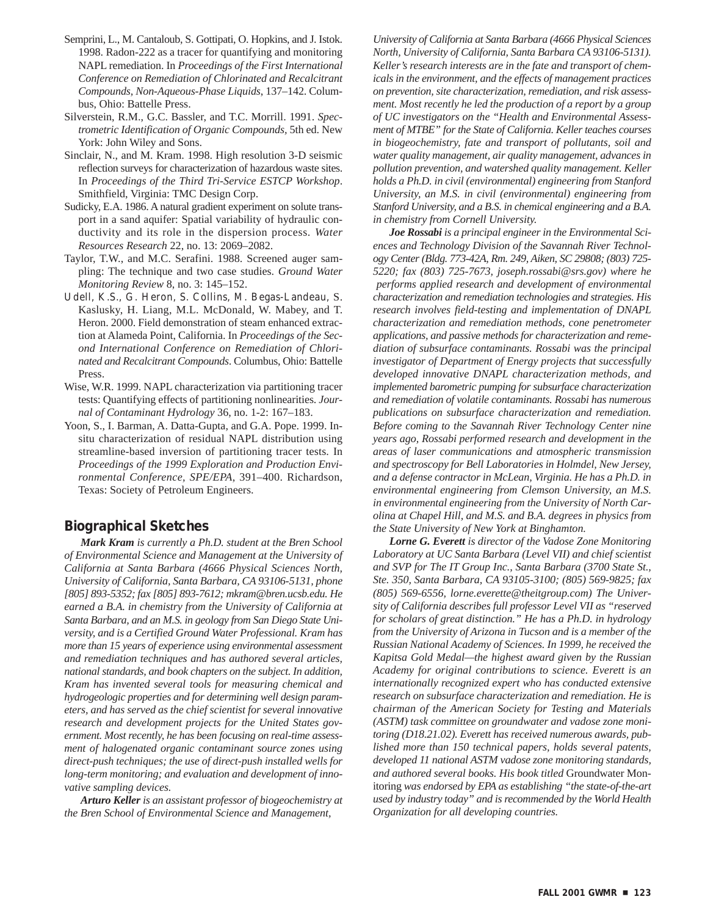Semprini, L., M. Cantaloub, S. Gottipati, O. Hopkins, and J. Istok. 1998. Radon-222 as a tracer for quantifying and monitoring NAPL remediation. In *Proceedings of the First International Conference on Remediation of Chlorinated and Recalcitrant Compounds, Non-Aqueous-Phase Liquids*, 137–142. Columbus, Ohio: Battelle Press.

Silverstein, R.M., G.C. Bassler, and T.C. Morrill. 1991. *Spectrometric Identification of Organic Compounds*, 5th ed. New York: John Wiley and Sons.

Sinclair, N., and M. Kram. 1998. High resolution 3-D seismic reflection surveys for characterization of hazardous waste sites. In *Proceedings of the Third Tri-Service ESTCP Workshop*. Smithfield, Virginia: TMC Design Corp.

Sudicky, E.A. 1986. A natural gradient experiment on solute transport in a sand aquifer: Spatial variability of hydraulic conductivity and its role in the dispersion process. *Water Resources Research* 22, no. 13: 2069–2082.

Taylor, T.W., and M.C. Serafini. 1988. Screened auger sampling: The technique and two case studies. *Ground Water Monitoring Review* 8, no. 3: 145–152.

Udell, K.S., G. Heron, S. Collins, M. Begas-Landeau, S. Kaslusky, H. Liang, M.L. McDonald, W. Mabey, and T. Heron. 2000. Field demonstration of steam enhanced extraction at Alameda Point, California. In *Proceedings of the Second International Conference on Remediation of Chlorinated and Recalcitrant Compounds*. Columbus, Ohio: Battelle Press.

Wise, W.R. 1999. NAPL characterization via partitioning tracer tests: Quantifying effects of partitioning nonlinearities. *Journal of Contaminant Hydrology* 36, no. 1-2: 167–183.

Yoon, S., I. Barman, A. Datta-Gupta, and G.A. Pope. 1999. Insitu characterization of residual NAPL distribution using streamline-based inversion of partitioning tracer tests. In *Proceedings of the 1999 Exploration and Production Environmental Conference, SPE/EPA*, 391–400. Richardson, Texas: Society of Petroleum Engineers.

## Biographical Sketches

***Mark Kram*** *is currently a Ph.D. student at the Bren School of Environmental Science and Management at the University of California at Santa Barbara (4666 Physical Sciences North, University of California, Santa Barbara, CA 93106-5131, phone [805] 893-5352; fax [805] 893-7612; mkram@bren.ucsb.edu. He earned a B.A. in chemistry from the University of California at Santa Barbara, and an M.S. in geology from San Diego State University, and is a Certified Ground Water Professional. Kram has more than 15 years of experience using environmental assessment and remediation techniques and has authored several articles, national standards, and book chapters on the subject. In addition, Kram has invented several tools for measuring chemical and hydrogeologic properties and for determining well design parameters, and has served as the chief scientist for several innovative research and development projects for the United States government. Most recently, he has been focusing on real-time assessment of halogenated organic contaminant source zones using direct-push techniques; the use of direct-push installed wells for long-term monitoring; and evaluation and development of innovative sampling devices.*

***Arturo Keller*** *is an assistant professor of biogeochemistry at the Bren School of Environmental Science and Management, University of California at Santa Barbara (4666 Physical Sciences North, University of California, Santa Barbara CA 93106-5131). Keller's research interests are in the fate and transport of chemicals in the environment, and the effects of management practices on prevention, site characterization, remediation, and risk assessment. Most recently he led the production of a report by a group of UC investigators on the "Health and Environmental Assessment of MTBE" for the State of California. Keller teaches courses in biogeochemistry, fate and transport of pollutants, soil and water quality management, air quality management, advances in pollution prevention, and watershed quality management. Keller holds a Ph.D. in civil (environmental) engineering from Stanford University, an M.S. in civil (environmental) engineering from Stanford University, and a B.S. in chemical engineering and a B.A. in chemistry from Cornell University.*

***Joe Rossabi*** *is a principal engineer in the Environmental Sciences and Technology Division of the Savannah River Technology Center (Bldg. 773-42A, Rm. 249, Aiken, SC 29808; (803) 725-5220; fax (803) 725-7673, joseph.rossabi@srs.gov) where he performs applied research and development of environmental characterization and remediation technologies and strategies. His research involves field-testing and implementation of DNAPL characterization and remediation methods, cone penetrometer applications, and passive methods for characterization and remediation of subsurface contaminants. Rossabi was the principal investigator of Department of Energy projects that successfully developed innovative DNAPL characterization methods, and implemented barometric pumping for subsurface characterization and remediation of volatile contaminants. Rossabi has numerous publications on subsurface characterization and remediation. Before coming to the Savannah River Technology Center nine years ago, Rossabi performed research and development in the areas of laser communications and atmospheric transmission and spectroscopy for Bell Laboratories in Holmdel, New Jersey, and a defense contractor in McLean, Virginia. He has a Ph.D. in environmental engineering from Clemson University, an M.S. in environmental engineering from the University of North Carolina at Chapel Hill, and M.S. and B.A. degrees in physics from the State University of New York at Binghamton.*

***Lorne G. Everett*** *is director of the Vadose Zone Monitoring Laboratory at UC Santa Barbara (Level VII) and chief scientist and SVP for The IT Group Inc., Santa Barbara (3700 State St., Ste. 350, Santa Barbara, CA 93105-3100; (805) 569-9825; fax (805) 569-6556, lorne.everette@theitgroup.com) The University of California describes full professor Level VII as "reserved for scholars of great distinction." He has a Ph.D. in hydrology from the University of Arizona in Tucson and is a member of the Russian National Academy of Sciences. In 1999, he received the Kapitsa Gold Medal—the highest award given by the Russian Academy for original contributions to science. Everett is an internationally recognized expert who has conducted extensive research on subsurface characterization and remediation. He is chairman of the American Society for Testing and Materials (ASTM) task committee on groundwater and vadose zone monitoring (D18.21.02). Everett has received numerous awards, published more than 150 technical papers, holds several patents, developed 11 national ASTM vadose zone monitoring standards, and authored several books. His book titled* Groundwater Monitoring *was endorsed by EPA as establishing "the state-of-the-art used by industry today" and is recommended by the World Health Organization for all developing countries.*